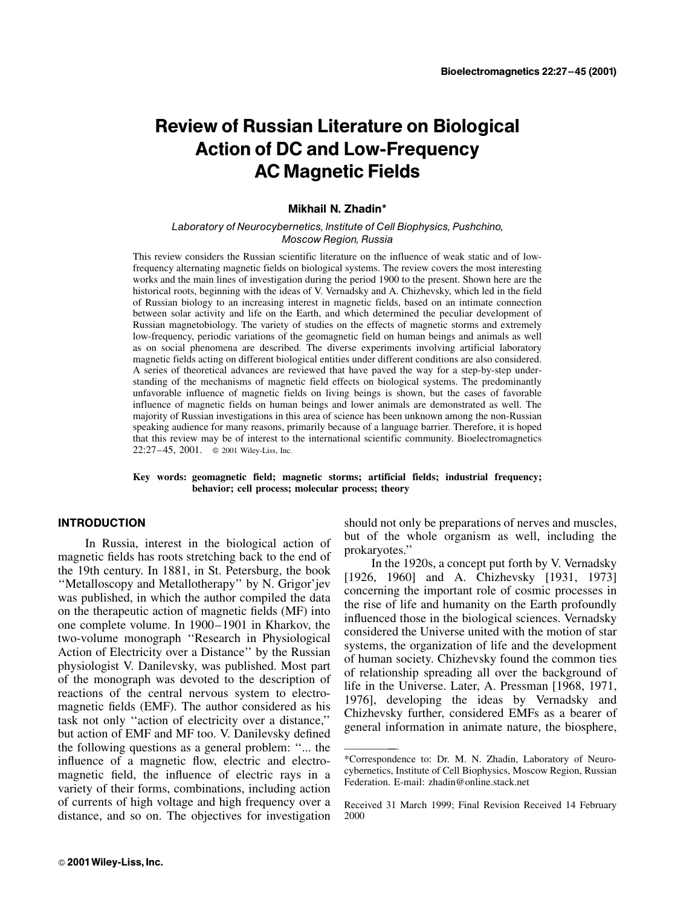# Review of Russian Literature on Biological Action of DC and Low-Frequency AC Magnetic Fields

**Mikhail N. Zhadin***

*Laboratory of Neurocybernetics, Institute of Cell Biophysics, Pushchino, Moscow Region, Russia*

This review considers the Russian scientific literature on the influence of weak static and of low-frequency alternating magnetic fields on biological systems. The review covers the most interesting works and the main lines of investigation during the period 1900 to the present. Shown here are the historical roots, beginning with the ideas of V. Vernadsky and A. Chizhevsky, which led in the field of Russian biology to an increasing interest in magnetic fields, based on an intimate connection between solar activity and life on the Earth, and which determined the peculiar development of Russian magnetobiology. The variety of studies on the effects of magnetic storms and extremely low-frequency, periodic variations of the geomagnetic field on human beings and animals as well as on social phenomena are described. The diverse experiments involving artificial laboratory magnetic fields acting on different biological entities under different conditions are also considered. A series of theoretical advances are reviewed that have paved the way for a step-by-step understanding of the mechanisms of magnetic field effects on biological systems. The predominantly unfavorable influence of magnetic fields on living beings is shown, but the cases of favorable influence of magnetic fields on human beings and lower animals are demonstrated as well. The majority of Russian investigations in this area of science has been unknown among the non-Russian speaking audience for many reasons, primarily because of a language barrier. Therefore, it is hoped that this review may be of interest to the international scientific community. Bioelectromagnetics 22:27–45, 2001. © 2001 Wiley-Liss, Inc.

**Key words: geomagnetic field; magnetic storms; artificial fields; industrial frequency; behavior; cell process; molecular process; theory**

## INTRODUCTION

In Russia, interest in the biological action of magnetic fields has roots stretching back to the end of the 19th century. In 1881, in St. Petersburg, the book "Metalloscopy and Metallotherapy" by N. Grigor'jev was published, in which the author compiled the data on the therapeutic action of magnetic fields (MF) into one complete volume. In 1900–1901 in Kharkov, the two-volume monograph "Research in Physiological Action of Electricity over a Distance" by the Russian physiologist V. Danilevsky, was published. Most part of the monograph was devoted to the description of reactions of the central nervous system to electromagnetic fields (EMF). The author considered as his task not only "action of electricity over a distance," but action of EMF and MF too. V. Danilevsky defined the following questions as a general problem: "... the influence of a magnetic flow, electric and electromagnetic field, the influence of electric rays in a variety of their forms, combinations, including action of currents of high voltage and high frequency over a distance, and so on. The objectives for investigation should not only be preparations of nerves and muscles, but of the whole organism as well, including the prokaryotes."

In the 1920s, a concept put forth by V. Vernadsky [1926, 1960] and A. Chizhevsky [1931, 1973] concerning the important role of cosmic processes in the rise of life and humanity on the Earth profoundly influenced those in the biological sciences. Vernadsky considered the Universe united with the motion of star systems, the organization of life and the development of human society. Chizhevsky found the common ties of relationship spreading all over the background of life in the Universe. Later, A. Pressman [1968, 1971, 1976], developing the ideas by Vernadsky and Chizhevsky further, considered EMFs as a bearer of general information in animate nature, the biosphere,

*Correspondence to: Dr. M. N. Zhadin, Laboratory of Neurocybernetics, Institute of Cell Biophysics, Moscow Region, Russian Federation. E-mail: zhadin@online.stack.net

Received 31 March 1999; Final Revision Received 14 February 2000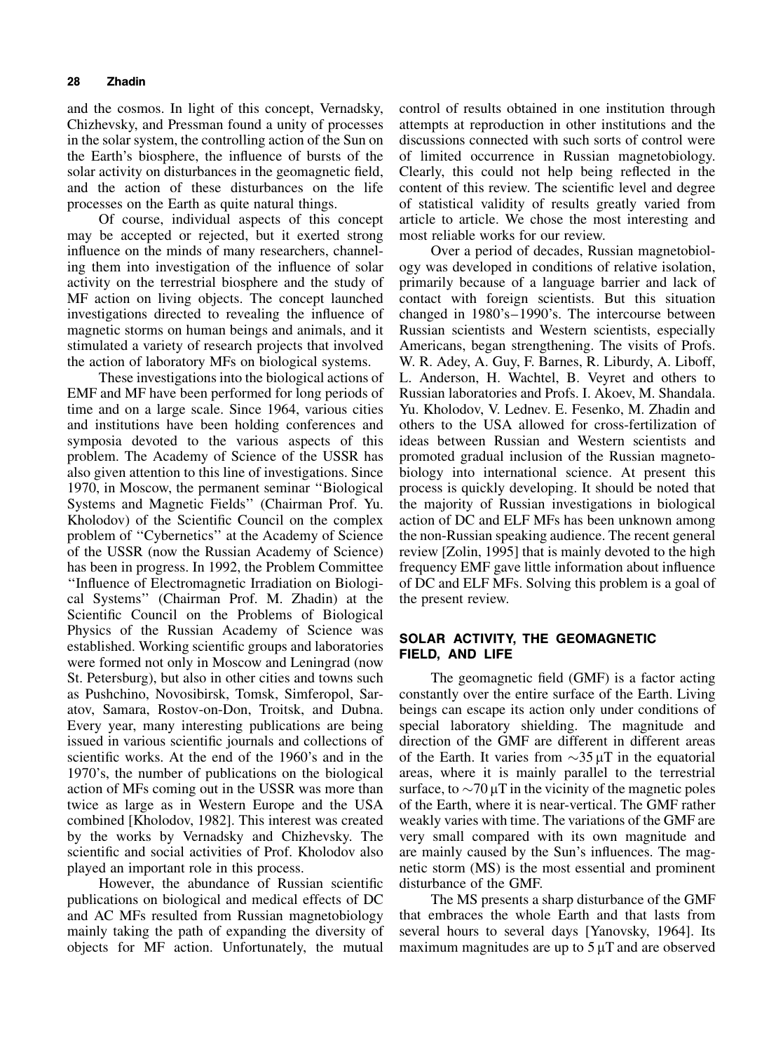and the cosmos. In light of this concept, Vernadsky, Chizhevsky, and Pressman found a unity of processes in the solar system, the controlling action of the Sun on the Earth's biosphere, the influence of bursts of the solar activity on disturbances in the geomagnetic field, and the action of these disturbances on the life processes on the Earth as quite natural things.

Of course, individual aspects of this concept may be accepted or rejected, but it exerted strong influence on the minds of many researchers, channeling them into investigation of the influence of solar activity on the terrestrial biosphere and the study of MF action on living objects. The concept launched investigations directed to revealing the influence of magnetic storms on human beings and animals, and it stimulated a variety of research projects that involved the action of laboratory MFs on biological systems.

These investigations into the biological actions of EMF and MF have been performed for long periods of time and on a large scale. Since 1964, various cities and institutions have been holding conferences and symposia devoted to the various aspects of this problem. The Academy of Science of the USSR has also given attention to this line of investigations. Since 1970, in Moscow, the permanent seminar ''Biological Systems and Magnetic Fields'' (Chairman Prof. Yu. Kholodov) of the Scientific Council on the complex problem of ''Cybernetics'' at the Academy of Science of the USSR (now the Russian Academy of Science) has been in progress. In 1992, the Problem Committee ''Influence of Electromagnetic Irradiation on Biological Systems'' (Chairman Prof. M. Zhadin) at the Scientific Council on the Problems of Biological Physics of the Russian Academy of Science was established. Working scientific groups and laboratories were formed not only in Moscow and Leningrad (now St. Petersburg), but also in other cities and towns such as Pushchino, Novosibirsk, Tomsk, Simferopol, Saratov, Samara, Rostov-on-Don, Troitsk, and Dubna. Every year, many interesting publications are being issued in various scientific journals and collections of scientific works. At the end of the 1960's and in the 1970's, the number of publications on the biological action of MFs coming out in the USSR was more than twice as large as in Western Europe and the USA combined [Kholodov, 1982]. This interest was created by the works by Vernadsky and Chizhevsky. The scientific and social activities of Prof. Kholodov also played an important role in this process.

However, the abundance of Russian scientific publications on biological and medical effects of DC and AC MFs resulted from Russian magnetobiology mainly taking the path of expanding the diversity of objects for MF action. Unfortunately, the mutual control of results obtained in one institution through attempts at reproduction in other institutions and the discussions connected with such sorts of control were of limited occurrence in Russian magnetobiology. Clearly, this could not help being reflected in the content of this review. The scientific level and degree of statistical validity of results greatly varied from article to article. We chose the most interesting and most reliable works for our review.

Over a period of decades, Russian magnetobiology was developed in conditions of relative isolation, primarily because of a language barrier and lack of contact with foreign scientists. But this situation changed in 1980's–1990's. The intercourse between Russian scientists and Western scientists, especially Americans, began strengthening. The visits of Profs. W. R. Adey, A. Guy, F. Barnes, R. Liburdy, A. Liboff, L. Anderson, H. Wachtel, B. Veyret and others to Russian laboratories and Profs. I. Akoev, M. Shandala. Yu. Kholodov, V. Lednev. E. Fesenko, M. Zhadin and others to the USA allowed for cross-fertilization of ideas between Russian and Western scientists and promoted gradual inclusion of the Russian magnetobiology into international science. At present this process is quickly developing. It should be noted that the majority of Russian investigations in biological action of DC and ELF MFs has been unknown among the non-Russian speaking audience. The recent general review [Zolin, 1995] that is mainly devoted to the high frequency EMF gave little information about influence of DC and ELF MFs. Solving this problem is a goal of the present review.

## SOLAR ACTIVITY, THE GEOMAGNETIC FIELD, AND LIFE

The geomagnetic field (GMF) is a factor acting constantly over the entire surface of the Earth. Living beings can escape its action only under conditions of special laboratory shielding. The magnitude and direction of the GMF are different in different areas of the Earth. It varies from $\sim 35\,\mu T$ in the equatorial areas, where it is mainly parallel to the terrestrial surface, to $\sim 70\,\mu T$ in the vicinity of the magnetic poles of the Earth, where it is near-vertical. The GMF rather weakly varies with time. The variations of the GMF are very small compared with its own magnitude and are mainly caused by the Sun's influences. The magnetic storm (MS) is the most essential and prominent disturbance of the GMF.

The MS presents a sharp disturbance of the GMF that embraces the whole Earth and that lasts from several hours to several days [Yanovsky, 1964]. Its maximum magnitudes are up to $5\,\mu T$ and are observed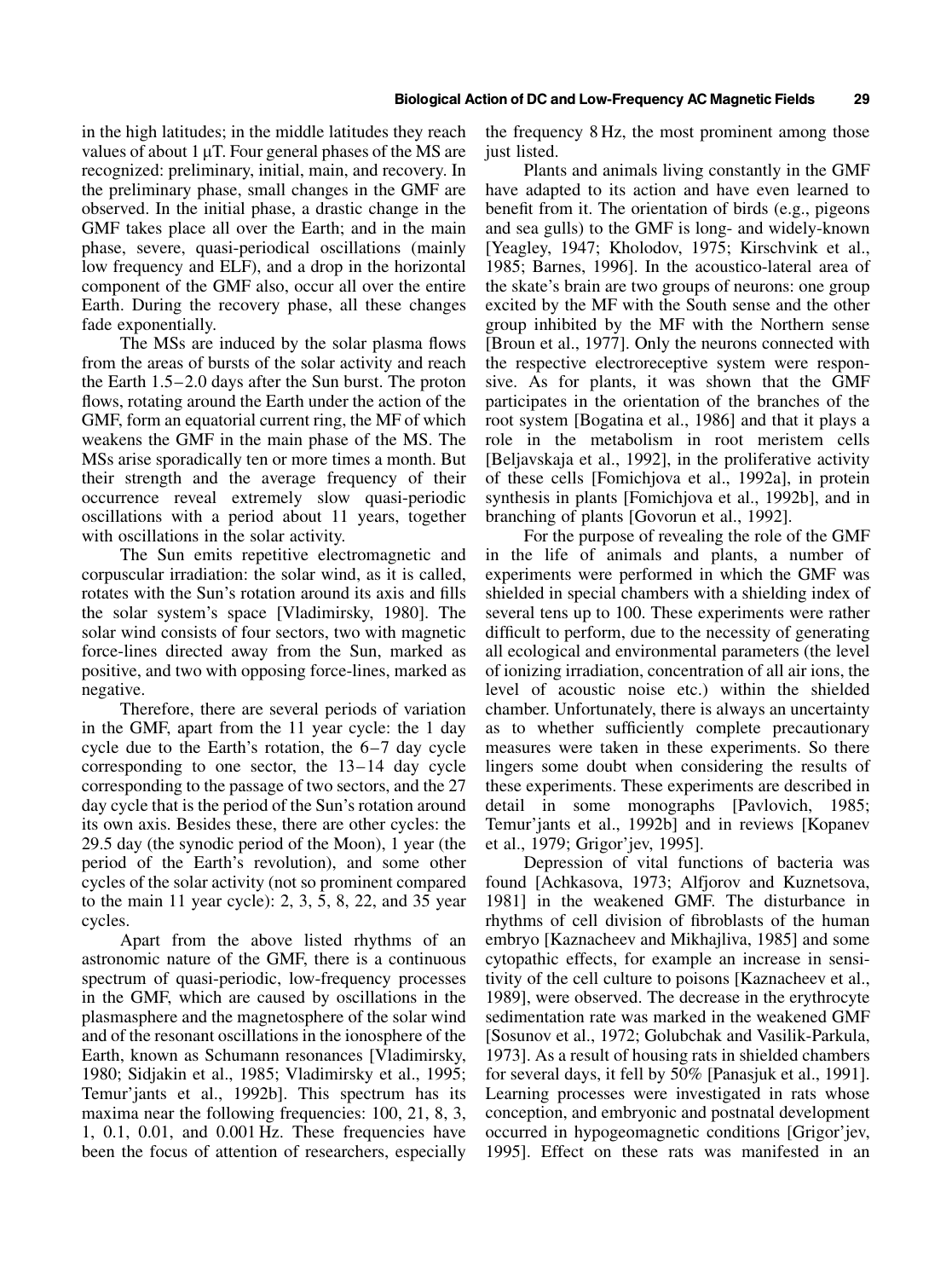in the high latitudes; in the middle latitudes they reach values of about 1 μT. Four general phases of the MS are recognized: preliminary, initial, main, and recovery. In the preliminary phase, small changes in the GMF are observed. In the initial phase, a drastic change in the GMF takes place all over the Earth; and in the main phase, severe, quasi-periodical oscillations (mainly low frequency and ELF), and a drop in the horizontal component of the GMF also, occur all over the entire Earth. During the recovery phase, all these changes fade exponentially.

The MSs are induced by the solar plasma flows from the areas of bursts of the solar activity and reach the Earth 1.5–2.0 days after the Sun burst. The proton flows, rotating around the Earth under the action of the GMF, form an equatorial current ring, the MF of which weakens the GMF in the main phase of the MS. The MSs arise sporadically ten or more times a month. But their strength and the average frequency of their occurrence reveal extremely slow quasi-periodic oscillations with a period about 11 years, together with oscillations in the solar activity.

The Sun emits repetitive electromagnetic and corpuscular irradiation: the solar wind, as it is called, rotates with the Sun's rotation around its axis and fills the solar system's space [Vladimirsky, 1980]. The solar wind consists of four sectors, two with magnetic force-lines directed away from the Sun, marked as positive, and two with opposing force-lines, marked as negative.

Therefore, there are several periods of variation in the GMF, apart from the 11 year cycle: the 1 day cycle due to the Earth's rotation, the 6–7 day cycle corresponding to one sector, the 13–14 day cycle corresponding to the passage of two sectors, and the 27 day cycle that is the period of the Sun's rotation around its own axis. Besides these, there are other cycles: the 29.5 day (the synodic period of the Moon), 1 year (the period of the Earth's revolution), and some other cycles of the solar activity (not so prominent compared to the main 11 year cycle): 2, 3, 5, 8, 22, and 35 year cycles.

Apart from the above listed rhythms of an astronomic nature of the GMF, there is a continuous spectrum of quasi-periodic, low-frequency processes in the GMF, which are caused by oscillations in the plasmasphere and the magnetosphere of the solar wind and of the resonant oscillations in the ionosphere of the Earth, known as Schumann resonances [Vladimirsky, 1980; Sidjakin et al., 1985; Vladimirsky et al., 1995; Temur'jants et al., 1992b]. This spectrum has its maxima near the following frequencies: 100, 21, 8, 3, 1, 0.1, 0.01, and 0.001 Hz. These frequencies have been the focus of attention of researchers, especially the frequency 8 Hz, the most prominent among those just listed.

Plants and animals living constantly in the GMF have adapted to its action and have even learned to benefit from it. The orientation of birds (e.g., pigeons and sea gulls) to the GMF is long- and widely-known [Yeagley, 1947; Kholodov, 1975; Kirschvink et al., 1985; Barnes, 1996]. In the acoustico-lateral area of the skate's brain are two groups of neurons: one group excited by the MF with the South sense and the other group inhibited by the MF with the Northern sense [Broun et al., 1977]. Only the neurons connected with the respective electroreceptive system were responsive. As for plants, it was shown that the GMF participates in the orientation of the branches of the root system [Bogatina et al., 1986] and that it plays a role in the metabolism in root meristem cells [Beljavskaja et al., 1992], in the proliferative activity of these cells [Fomichjova et al., 1992a], in protein synthesis in plants [Fomichjova et al., 1992b], and in branching of plants [Govorun et al., 1992].

For the purpose of revealing the role of the GMF in the life of animals and plants, a number of experiments were performed in which the GMF was shielded in special chambers with a shielding index of several tens up to 100. These experiments were rather difficult to perform, due to the necessity of generating all ecological and environmental parameters (the level of ionizing irradiation, concentration of all air ions, the level of acoustic noise etc.) within the shielded chamber. Unfortunately, there is always an uncertainty as to whether sufficiently complete precautionary measures were taken in these experiments. So there lingers some doubt when considering the results of these experiments. These experiments are described in detail in some monographs [Pavlovich, 1985; Temur'jants et al., 1992b] and in reviews [Kopanev et al., 1979; Grigor'jev, 1995].

Depression of vital functions of bacteria was found [Achkasova, 1973; Alfjorov and Kuznetsova, 1981] in the weakened GMF. The disturbance in rhythms of cell division of fibroblasts of the human embryo [Kaznacheev and Mikhajliva, 1985] and some cytopathic effects, for example an increase in sensitivity of the cell culture to poisons [Kaznacheev et al., 1989], were observed. The decrease in the erythrocyte sedimentation rate was marked in the weakened GMF [Sosunov et al., 1972; Golubchak and Vasilik-Parkula, 1973]. As a result of housing rats in shielded chambers for several days, it fell by 50% [Panasjuk et al., 1991]. Learning processes were investigated in rats whose conception, and embryonic and postnatal development occurred in hypogeomagnetic conditions [Grigor'jev, 1995]. Effect on these rats was manifested in an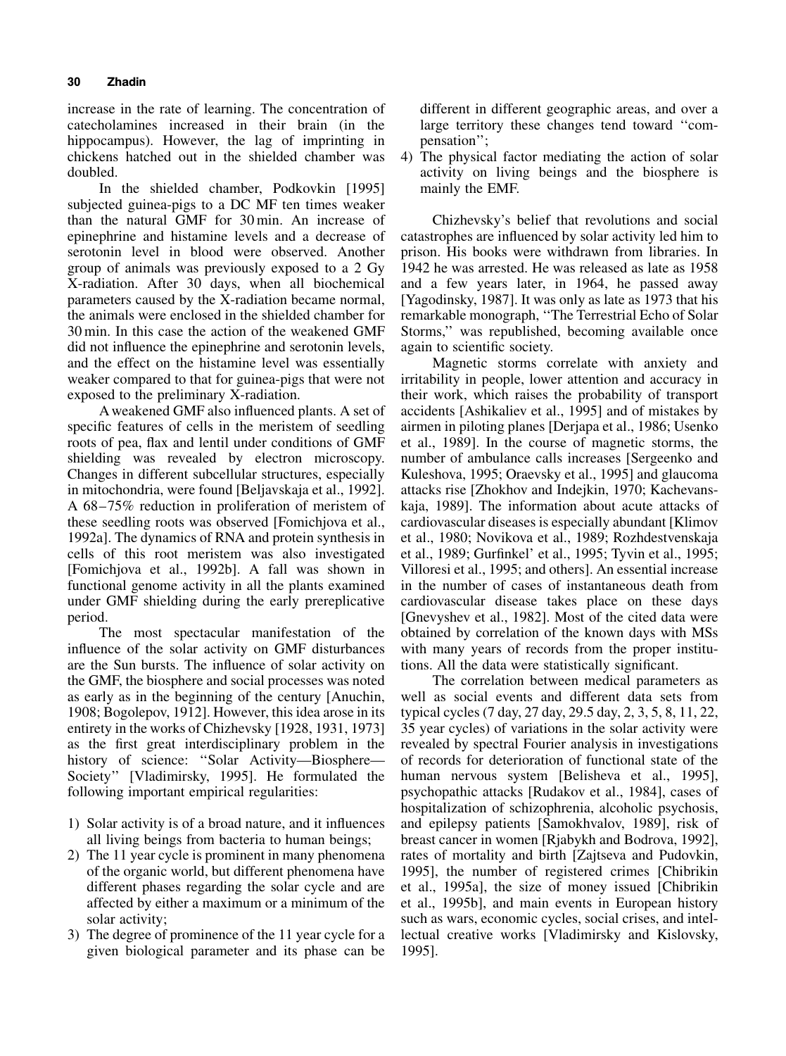increase in the rate of learning. The concentration of catecholamines increased in their brain (in the hippocampus). However, the lag of imprinting in chickens hatched out in the shielded chamber was doubled.

In the shielded chamber, Podkovkin [1995] subjected guinea-pigs to a DC MF ten times weaker than the natural GMF for 30 min. An increase of epinephrine and histamine levels and a decrease of serotonin level in blood were observed. Another group of animals was previously exposed to a 2 Gy X-radiation. After 30 days, when all biochemical parameters caused by the X-radiation became normal, the animals were enclosed in the shielded chamber for 30 min. In this case the action of the weakened GMF did not influence the epinephrine and serotonin levels, and the effect on the histamine level was essentially weaker compared to that for guinea-pigs that were not exposed to the preliminary X-radiation.

A weakened GMF also influenced plants. A set of specific features of cells in the meristem of seedling roots of pea, flax and lentil under conditions of GMF shielding was revealed by electron microscopy. Changes in different subcellular structures, especially in mitochondria, were found [Beljavskaja et al., 1992]. A 68–75% reduction in proliferation of meristem of these seedling roots was observed [Fomichjova et al., 1992a]. The dynamics of RNA and protein synthesis in cells of this root meristem was also investigated [Fomichjova et al., 1992b]. A fall was shown in functional genome activity in all the plants examined under GMF shielding during the early prereplicative period.

The most spectacular manifestation of the influence of the solar activity on GMF disturbances are the Sun bursts. The influence of solar activity on the GMF, the biosphere and social processes was noted as early as in the beginning of the century [Anuchin, 1908; Bogolepov, 1912]. However, this idea arose in its entirety in the works of Chizhevsky [1928, 1931, 1973] as the first great interdisciplinary problem in the history of science: ''Solar Activity—Biosphere—Society'' [Vladimirsky, 1995]. He formulated the following important empirical regularities:

1) Solar activity is of a broad nature, and it influences all living beings from bacteria to human beings;
2) The 11 year cycle is prominent in many phenomena of the organic world, but different phenomena have different phases regarding the solar cycle and are affected by either a maximum or a minimum of the solar activity;
3) The degree of prominence of the 11 year cycle for a given biological parameter and its phase can be different in different geographic areas, and over a large territory these changes tend toward ''compensation'';
4) The physical factor mediating the action of solar activity on living beings and the biosphere is mainly the EMF.

Chizhevsky's belief that revolutions and social catastrophes are influenced by solar activity led him to prison. His books were withdrawn from libraries. In 1942 he was arrested. He was released as late as 1958 and a few years later, in 1964, he passed away [Yagodinsky, 1987]. It was only as late as 1973 that his remarkable monograph, ''The Terrestrial Echo of Solar Storms,'' was republished, becoming available once again to scientific society.

Magnetic storms correlate with anxiety and irritability in people, lower attention and accuracy in their work, which raises the probability of transport accidents [Ashikaliev et al., 1995] and of mistakes by airmen in piloting planes [Derjapa et al., 1986; Usenko et al., 1989]. In the course of magnetic storms, the number of ambulance calls increases [Sergeenko and Kuleshova, 1995; Oraevsky et al., 1995] and glaucoma attacks rise [Zhokhov and Indejkin, 1970; Kachevanskaja, 1989]. The information about acute attacks of cardiovascular diseases is especially abundant [Klimov et al., 1980; Novikova et al., 1989; Rozhdestvenskaja et al., 1989; Gurfinkel' et al., 1995; Tyvin et al., 1995; Villoresi et al., 1995; and others]. An essential increase in the number of cases of instantaneous death from cardiovascular disease takes place on these days [Gnevyshev et al., 1982]. Most of the cited data were obtained by correlation of the known days with MSs with many years of records from the proper institutions. All the data were statistically significant.

The correlation between medical parameters as well as social events and different data sets from typical cycles (7 day, 27 day, 29.5 day, 2, 3, 5, 8, 11, 22, 35 year cycles) of variations in the solar activity were revealed by spectral Fourier analysis in investigations of records for deterioration of functional state of the human nervous system [Belisheva et al., 1995], psychopathic attacks [Rudakov et al., 1984], cases of hospitalization of schizophrenia, alcoholic psychosis, and epilepsy patients [Samokhvalov, 1989], risk of breast cancer in women [Rjabykh and Bodrova, 1992], rates of mortality and birth [Zajtseva and Pudovkin, 1995], the number of registered crimes [Chibrikin et al., 1995a], the size of money issued [Chibrikin et al., 1995b], and main events in European history such as wars, economic cycles, social crises, and intellectual creative works [Vladimirsky and Kislovsky, 1995].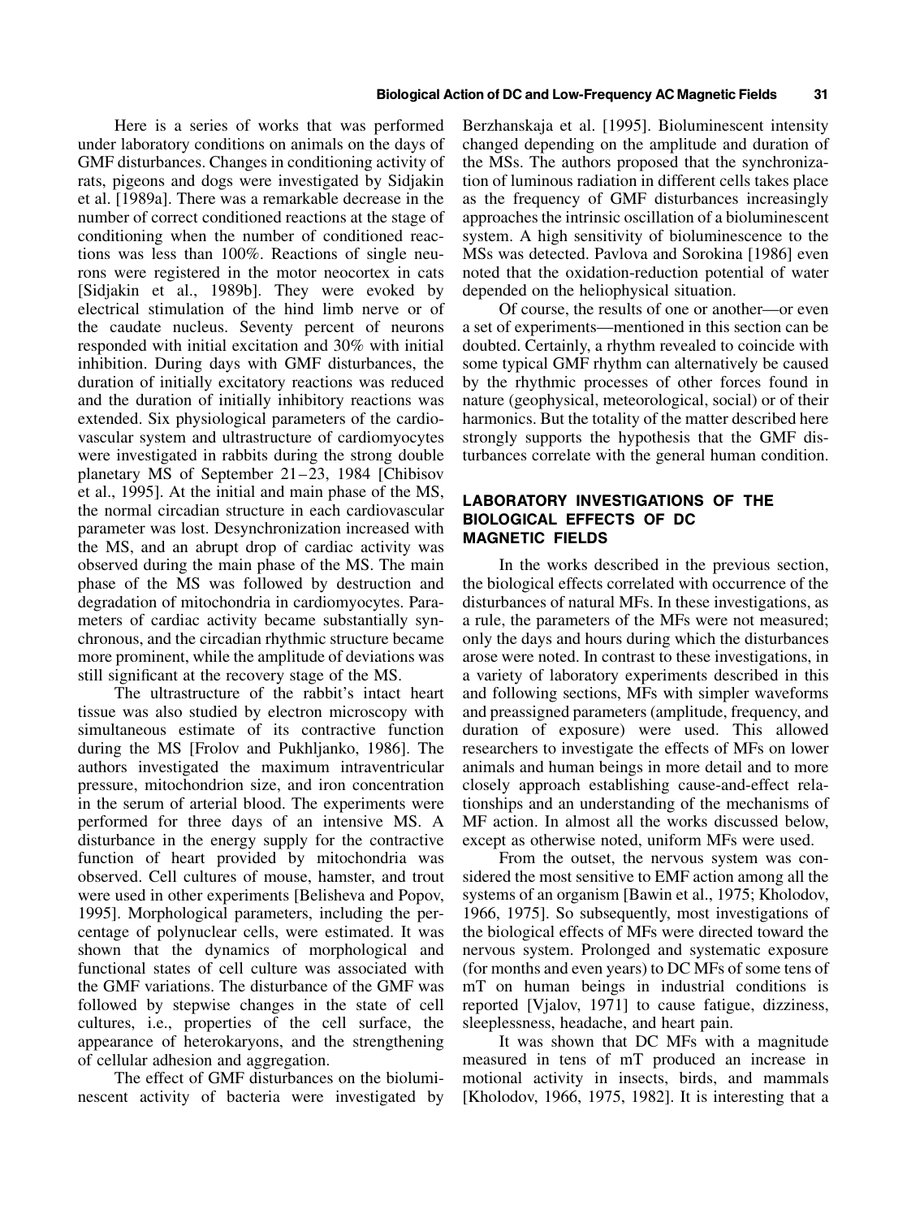Here is a series of works that was performed under laboratory conditions on animals on the days of GMF disturbances. Changes in conditioning activity of rats, pigeons and dogs were investigated by Sidjakin et al. [1989a]. There was a remarkable decrease in the number of correct conditioned reactions at the stage of conditioning when the number of conditioned reactions was less than 100%. Reactions of single neurons were registered in the motor neocortex in cats [Sidjakin et al., 1989b]. They were evoked by electrical stimulation of the hind limb nerve or of the caudate nucleus. Seventy percent of neurons responded with initial excitation and 30% with initial inhibition. During days with GMF disturbances, the duration of initially excitatory reactions was reduced and the duration of initially inhibitory reactions was extended. Six physiological parameters of the cardiovascular system and ultrastructure of cardiomyocytes were investigated in rabbits during the strong double planetary MS of September 21–23, 1984 [Chibisov et al., 1995]. At the initial and main phase of the MS, the normal circadian structure in each cardiovascular parameter was lost. Desynchronization increased with the MS, and an abrupt drop of cardiac activity was observed during the main phase of the MS. The main phase of the MS was followed by destruction and degradation of mitochondria in cardiomyocytes. Parameters of cardiac activity became substantially synchronous, and the circadian rhythmic structure became more prominent, while the amplitude of deviations was still significant at the recovery stage of the MS.

The ultrastructure of the rabbit's intact heart tissue was also studied by electron microscopy with simultaneous estimate of its contractive function during the MS [Frolov and Pukhljanko, 1986]. The authors investigated the maximum intraventricular pressure, mitochondrion size, and iron concentration in the serum of arterial blood. The experiments were performed for three days of an intensive MS. A disturbance in the energy supply for the contractive function of heart provided by mitochondria was observed. Cell cultures of mouse, hamster, and trout were used in other experiments [Belisheva and Popov, 1995]. Morphological parameters, including the percentage of polynuclear cells, were estimated. It was shown that the dynamics of morphological and functional states of cell culture was associated with the GMF variations. The disturbance of the GMF was followed by stepwise changes in the state of cell cultures, i.e., properties of the cell surface, the appearance of heterokaryons, and the strengthening of cellular adhesion and aggregation.

The effect of GMF disturbances on the bioluminescent activity of bacteria were investigated by Berzhanskaja et al. [1995]. Bioluminescent intensity changed depending on the amplitude and duration of the MSs. The authors proposed that the synchronization of luminous radiation in different cells takes place as the frequency of GMF disturbances increasingly approaches the intrinsic oscillation of a bioluminescent system. A high sensitivity of bioluminescence to the MSs was detected. Pavlova and Sorokina [1986] even noted that the oxidation-reduction potential of water depended on the heliophysical situation.

Of course, the results of one or another—or even a set of experiments—mentioned in this section can be doubted. Certainly, a rhythm revealed to coincide with some typical GMF rhythm can alternatively be caused by the rhythmic processes of other forces found in nature (geophysical, meteorological, social) or of their harmonics. But the totality of the matter described here strongly supports the hypothesis that the GMF disturbances correlate with the general human condition.

## LABORATORY INVESTIGATIONS OF THE BIOLOGICAL EFFECTS OF DC MAGNETIC FIELDS

In the works described in the previous section, the biological effects correlated with occurrence of the disturbances of natural MFs. In these investigations, as a rule, the parameters of the MFs were not measured; only the days and hours during which the disturbances arose were noted. In contrast to these investigations, in a variety of laboratory experiments described in this and following sections, MFs with simpler waveforms and preassigned parameters (amplitude, frequency, and duration of exposure) were used. This allowed researchers to investigate the effects of MFs on lower animals and human beings in more detail and to more closely approach establishing cause-and-effect relationships and an understanding of the mechanisms of MF action. In almost all the works discussed below, except as otherwise noted, uniform MFs were used.

From the outset, the nervous system was considered the most sensitive to EMF action among all the systems of an organism [Bawin et al., 1975; Kholodov, 1966, 1975]. So subsequently, most investigations of the biological effects of MFs were directed toward the nervous system. Prolonged and systematic exposure (for months and even years) to DC MFs of some tens of mT on human beings in industrial conditions is reported [Vjalov, 1971] to cause fatigue, dizziness, sleeplessness, headache, and heart pain.

It was shown that DC MFs with a magnitude measured in tens of mT produced an increase in motional activity in insects, birds, and mammals [Kholodov, 1966, 1975, 1982]. It is interesting that a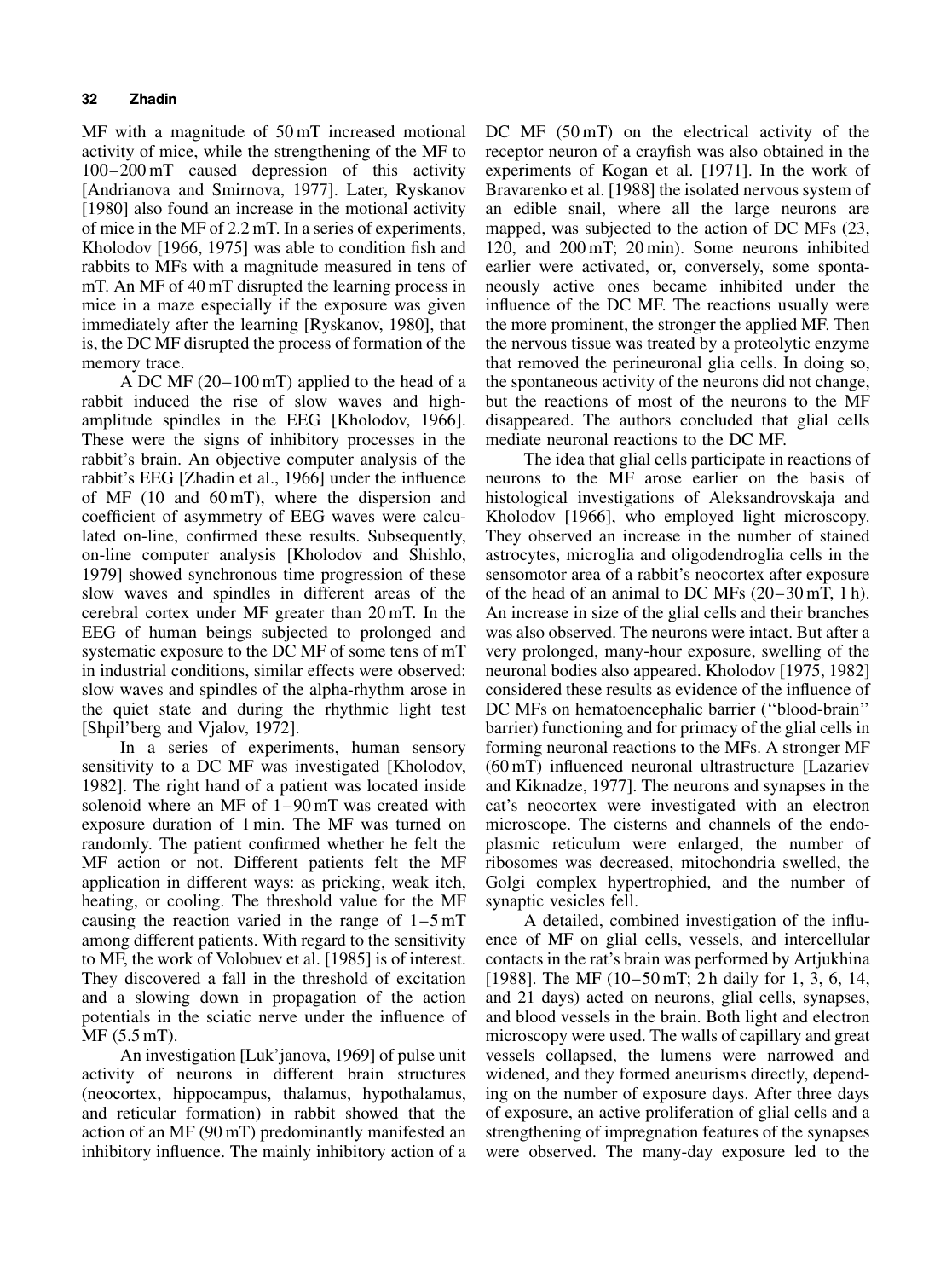MF with a magnitude of 50 mT increased motional activity of mice, while the strengthening of the MF to 100–200 mT caused depression of this activity [Andrianova and Smirnova, 1977]. Later, Ryskanov [1980] also found an increase in the motional activity of mice in the MF of 2.2 mT. In a series of experiments, Kholodov [1966, 1975] was able to condition fish and rabbits to MFs with a magnitude measured in tens of mT. An MF of 40 mT disrupted the learning process in mice in a maze especially if the exposure was given immediately after the learning [Ryskanov, 1980], that is, the DC MF disrupted the process of formation of the memory trace.

A DC MF (20–100 mT) applied to the head of a rabbit induced the rise of slow waves and high-amplitude spindles in the EEG [Kholodov, 1966]. These were the signs of inhibitory processes in the rabbit's brain. An objective computer analysis of the rabbit's EEG [Zhadin et al., 1966] under the influence of MF (10 and 60 mT), where the dispersion and coefficient of asymmetry of EEG waves were calculated on-line, confirmed these results. Subsequently, on-line computer analysis [Kholodov and Shishlo, 1979] showed synchronous time progression of these slow waves and spindles in different areas of the cerebral cortex under MF greater than 20 mT. In the EEG of human beings subjected to prolonged and systematic exposure to the DC MF of some tens of mT in industrial conditions, similar effects were observed: slow waves and spindles of the alpha-rhythm arose in the quiet state and during the rhythmic light test [Shpil'berg and Vjalov, 1972].

In a series of experiments, human sensory sensitivity to a DC MF was investigated [Kholodov, 1982]. The right hand of a patient was located inside solenoid where an MF of 1–90 mT was created with exposure duration of 1 min. The MF was turned on randomly. The patient confirmed whether he felt the MF action or not. Different patients felt the MF application in different ways: as pricking, weak itch, heating, or cooling. The threshold value for the MF causing the reaction varied in the range of 1–5 mT among different patients. With regard to the sensitivity to MF, the work of Volobuev et al. [1985] is of interest. They discovered a fall in the threshold of excitation and a slowing down in propagation of the action potentials in the sciatic nerve under the influence of MF (5.5 mT).

An investigation [Luk'janova, 1969] of pulse unit activity of neurons in different brain structures (neocortex, hippocampus, thalamus, hypothalamus, and reticular formation) in rabbit showed that the action of an MF (90 mT) predominantly manifested an inhibitory influence. The mainly inhibitory action of a DC MF (50 mT) on the electrical activity of the receptor neuron of a crayfish was also obtained in the experiments of Kogan et al. [1971]. In the work of Bravarenko et al. [1988] the isolated nervous system of an edible snail, where all the large neurons are mapped, was subjected to the action of DC MFs (23, 120, and 200 mT; 20 min). Some neurons inhibited earlier were activated, or, conversely, some spontaneously active ones became inhibited under the influence of the DC MF. The reactions usually were the more prominent, the stronger the applied MF. Then the nervous tissue was treated by a proteolytic enzyme that removed the perineuronal glia cells. In doing so, the spontaneous activity of the neurons did not change, but the reactions of most of the neurons to the MF disappeared. The authors concluded that glial cells mediate neuronal reactions to the DC MF.

The idea that glial cells participate in reactions of neurons to the MF arose earlier on the basis of histological investigations of Aleksandrovskaja and Kholodov [1966], who employed light microscopy. They observed an increase in the number of stained astrocytes, microglia and oligodendroglia cells in the sensomotor area of a rabbit's neocortex after exposure of the head of an animal to DC MFs (20–30 mT, 1 h). An increase in size of the glial cells and their branches was also observed. The neurons were intact. But after a very prolonged, many-hour exposure, swelling of the neuronal bodies also appeared. Kholodov [1975, 1982] considered these results as evidence of the influence of DC MFs on hematoencephalic barrier (''blood-brain'' barrier) functioning and for primacy of the glial cells in forming neuronal reactions to the MFs. A stronger MF (60 mT) influenced neuronal ultrastructure [Lazariev and Kiknadze, 1977]. The neurons and synapses in the cat's neocortex were investigated with an electron microscope. The cisterns and channels of the endoplasmic reticulum were enlarged, the number of ribosomes was decreased, mitochondria swelled, the Golgi complex hypertrophied, and the number of synaptic vesicles fell.

A detailed, combined investigation of the influence of MF on glial cells, vessels, and intercellular contacts in the rat's brain was performed by Artjukhina [1988]. The MF (10–50 mT; 2 h daily for 1, 3, 6, 14, and 21 days) acted on neurons, glial cells, synapses, and blood vessels in the brain. Both light and electron microscopy were used. The walls of capillary and great vessels collapsed, the lumens were narrowed and widened, and they formed aneurisms directly, depending on the number of exposure days. After three days of exposure, an active proliferation of glial cells and a strengthening of impregnation features of the synapses were observed. The many-day exposure led to the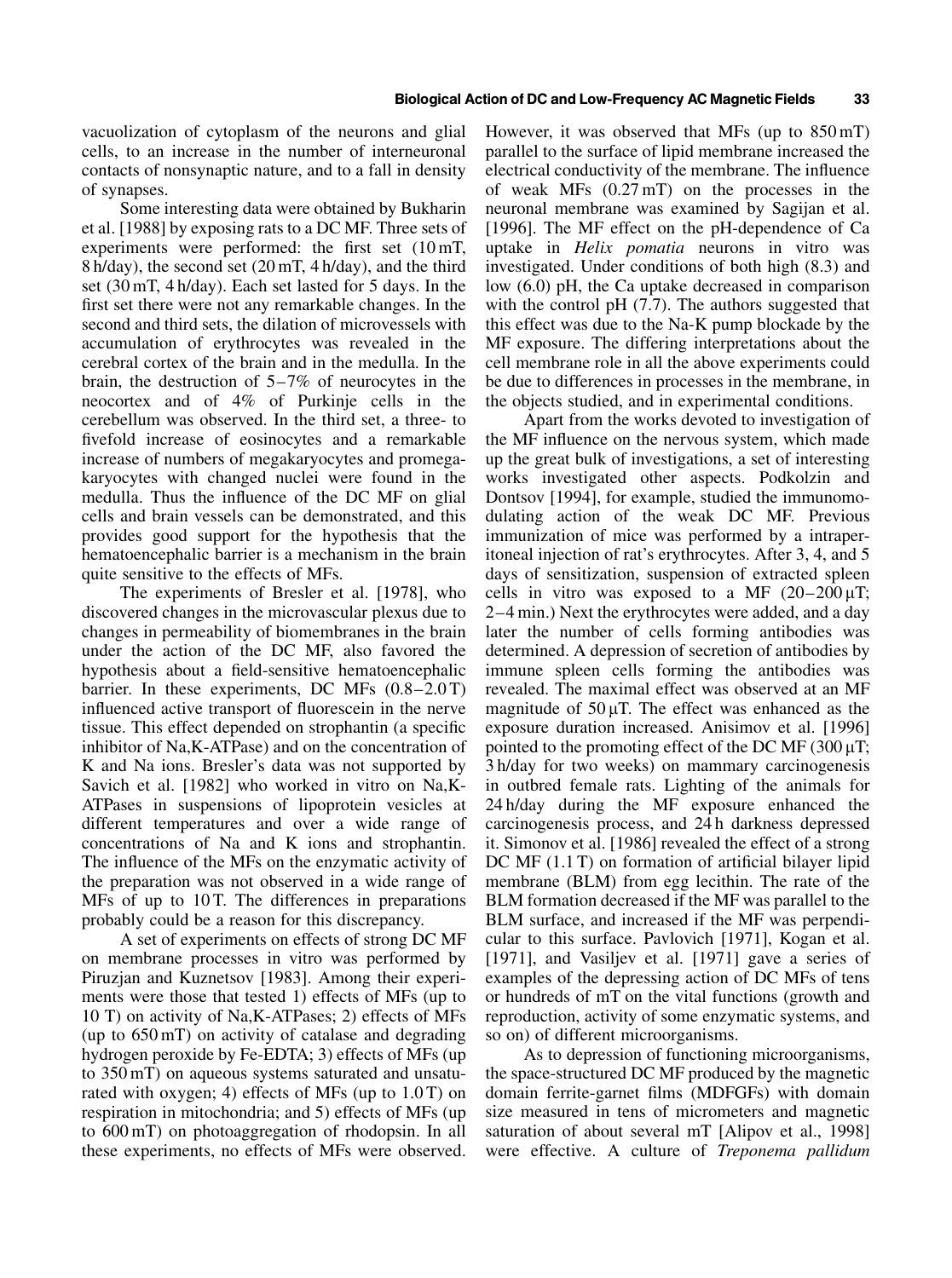vacuolization of cytoplasm of the neurons and glial cells, to an increase in the number of interneuronal contacts of nonsynaptic nature, and to a fall in density of synapses.

Some interesting data were obtained by Bukharin et al. [1988] by exposing rats to a DC MF. Three sets of experiments were performed: the first set (10 mT, 8 h/day), the second set (20 mT, 4 h/day), and the third set (30 mT, 4 h/day). Each set lasted for 5 days. In the first set there were not any remarkable changes. In the second and third sets, the dilation of microvessels with accumulation of erythrocytes was revealed in the cerebral cortex of the brain and in the medulla. In the brain, the destruction of 5–7% of neurocytes in the neocortex and of 4% of Purkinje cells in the cerebellum was observed. In the third set, a three- to fivefold increase of eosinocytes and a remarkable increase of numbers of megakaryocytes and promegakaryocytes with changed nuclei were found in the medulla. Thus the influence of the DC MF on glial cells and brain vessels can be demonstrated, and this provides good support for the hypothesis that the hematoencephalic barrier is a mechanism in the brain quite sensitive to the effects of MFs.

The experiments of Bresler et al. [1978], who discovered changes in the microvascular plexus due to changes in permeability of biomembranes in the brain under the action of the DC MF, also favored the hypothesis about a field-sensitive hematoencephalic barrier. In these experiments, DC MFs (0.8–2.0 T) influenced active transport of fluorescein in the nerve tissue. This effect depended on strophantin (a specific inhibitor of Na,K-ATPase) and on the concentration of K and Na ions. Bresler's data was not supported by Savich et al. [1982] who worked in vitro on Na,K-ATPases in suspensions of lipoprotein vesicles at different temperatures and over a wide range of concentrations of Na and K ions and strophantin. The influence of the MFs on the enzymatic activity of the preparation was not observed in a wide range of MFs of up to 10 T. The differences in preparations probably could be a reason for this discrepancy.

A set of experiments on effects of strong DC MF on membrane processes in vitro was performed by Piruzjan and Kuznetsov [1983]. Among their experiments were those that tested 1) effects of MFs (up to 10 T) on activity of Na,K-ATPases; 2) effects of MFs (up to 650 mT) on activity of catalase and degrading hydrogen peroxide by Fe-EDTA; 3) effects of MFs (up to 350 mT) on aqueous systems saturated and unsaturated with oxygen; 4) effects of MFs (up to 1.0 T) on respiration in mitochondria; and 5) effects of MFs (up to 600 mT) on photoaggregation of rhodopsin. In all these experiments, no effects of MFs were observed. However, it was observed that MFs (up to 850 mT) parallel to the surface of lipid membrane increased the electrical conductivity of the membrane. The influence of weak MFs (0.27 mT) on the processes in the neuronal membrane was examined by Sagijan et al. [1996]. The MF effect on the pH-dependence of Ca uptake in *Helix pomatia* neurons in vitro was investigated. Under conditions of both high (8.3) and low (6.0) pH, the Ca uptake decreased in comparison with the control pH (7.7). The authors suggested that this effect was due to the Na-K pump blockade by the MF exposure. The differing interpretations about the cell membrane role in all the above experiments could be due to differences in processes in the membrane, in the objects studied, and in experimental conditions.

Apart from the works devoted to investigation of the MF influence on the nervous system, which made up the great bulk of investigations, a set of interesting works investigated other aspects. Podkolzin and Dontsov [1994], for example, studied the immunomodulating action of the weak DC MF. Previous immunization of mice was performed by a intraperitoneal injection of rat's erythrocytes. After 3, 4, and 5 days of sensitization, suspension of extracted spleen cells in vitro was exposed to a MF (20–200 μT; 2–4 min.) Next the erythrocytes were added, and a day later the number of cells forming antibodies was determined. A depression of secretion of antibodies by immune spleen cells forming the antibodies was revealed. The maximal effect was observed at an MF magnitude of 50 μT. The effect was enhanced as the exposure duration increased. Anisimov et al. [1996] pointed to the promoting effect of the DC MF (300 μT; 3 h/day for two weeks) on mammary carcinogenesis in outbred female rats. Lighting of the animals for 24 h/day during the MF exposure enhanced the carcinogenesis process, and 24 h darkness depressed it. Simonov et al. [1986] revealed the effect of a strong DC MF (1.1 T) on formation of artificial bilayer lipid membrane (BLM) from egg lecithin. The rate of the BLM formation decreased if the MF was parallel to the BLM surface, and increased if the MF was perpendicular to this surface. Pavlovich [1971], Kogan et al. [1971], and Vasiljev et al. [1971] gave a series of examples of the depressing action of DC MFs of tens or hundreds of mT on the vital functions (growth and reproduction, activity of some enzymatic systems, and so on) of different microorganisms.

As to depression of functioning microorganisms, the space-structured DC MF produced by the magnetic domain ferrite-garnet films (MDFGFs) with domain size measured in tens of micrometers and magnetic saturation of about several mT [Alipov et al., 1998] were effective. A culture of *Treponema pallidum*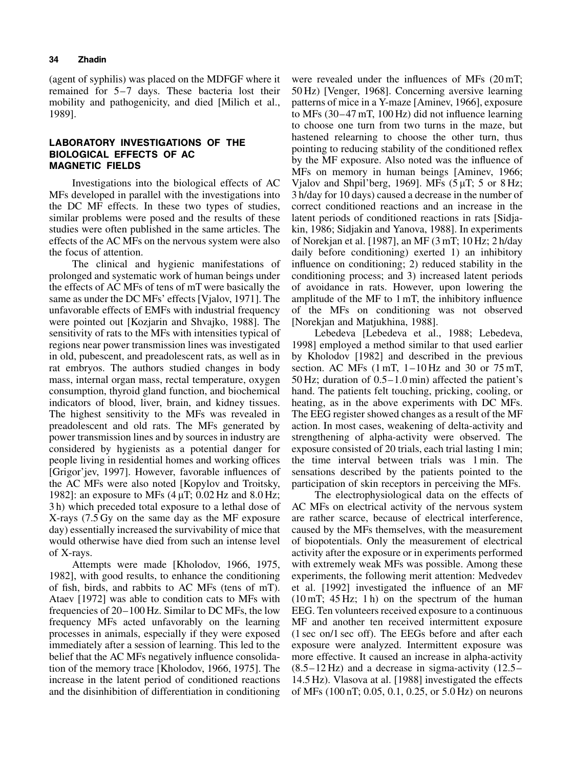(agent of syphilis) was placed on the MDFGF where it remained for 5–7 days. These bacteria lost their mobility and pathogenicity, and died [Milich et al., 1989].

## LABORATORY INVESTIGATIONS OF THE BIOLOGICAL EFFECTS OF AC MAGNETIC FIELDS

Investigations into the biological effects of AC MFs developed in parallel with the investigations into the DC MF effects. In these two types of studies, similar problems were posed and the results of these studies were often published in the same articles. The effects of the AC MFs on the nervous system were also the focus of attention.

The clinical and hygienic manifestations of prolonged and systematic work of human beings under the effects of AC MFs of tens of mT were basically the same as under the DC MFs' effects [Vjalov, 1971]. The unfavorable effects of EMFs with industrial frequency were pointed out [Kozjarin and Shvajko, 1988]. The sensitivity of rats to the MFs with intensities typical of regions near power transmission lines was investigated in old, pubescent, and preadolescent rats, as well as in rat embryos. The authors studied changes in body mass, internal organ mass, rectal temperature, oxygen consumption, thyroid gland function, and biochemical indicators of blood, liver, brain, and kidney tissues. The highest sensitivity to the MFs was revealed in preadolescent and old rats. The MFs generated by power transmission lines and by sources in industry are considered by hygienists as a potential danger for people living in residential homes and working offices [Grigor'jev, 1997]. However, favorable influences of the AC MFs were also noted [Kopylov and Troitsky, 1982]: an exposure to MFs (4 μT; 0.02 Hz and 8.0 Hz; 3 h) which preceded total exposure to a lethal dose of X-rays (7.5 Gy on the same day as the MF exposure day) essentially increased the survivability of mice that would otherwise have died from such an intense level of X-rays.

Attempts were made [Kholodov, 1966, 1975, 1982], with good results, to enhance the conditioning of fish, birds, and rabbits to AC MFs (tens of mT). Ataev [1972] was able to condition cats to MFs with frequencies of 20–100 Hz. Similar to DC MFs, the low frequency MFs acted unfavorably on the learning processes in animals, especially if they were exposed immediately after a session of learning. This led to the belief that the AC MFs negatively influence consolidation of the memory trace [Kholodov, 1966, 1975]. The increase in the latent period of conditioned reactions and the disinhibition of differentiation in conditioning were revealed under the influences of MFs (20 mT; 50 Hz) [Venger, 1968]. Concerning aversive learning patterns of mice in a Y-maze [Aminev, 1966], exposure to MFs (30–47 mT, 100 Hz) did not influence learning to choose one turn from two turns in the maze, but hastened relearning to choose the other turn, thus pointing to reducing stability of the conditioned reflex by the MF exposure. Also noted was the influence of MFs on memory in human beings [Aminev, 1966; Vjalov and Shpil'berg, 1969]. MFs (5 μT; 5 or 8 Hz; 3 h/day for 10 days) caused a decrease in the number of correct conditioned reactions and an increase in the latent periods of conditioned reactions in rats [Sidjakin, 1986; Sidjakin and Yanova, 1988]. In experiments of Norekjan et al. [1987], an MF (3 mT; 10 Hz; 2 h/day daily before conditioning) exerted 1) an inhibitory influence on conditioning; 2) reduced stability in the conditioning process; and 3) increased latent periods of avoidance in rats. However, upon lowering the amplitude of the MF to 1 mT, the inhibitory influence of the MFs on conditioning was not observed [Norekjan and Matjukhina, 1988].

Lebedeva [Lebedeva et al., 1988; Lebedeva, 1998] employed a method similar to that used earlier by Kholodov [1982] and described in the previous section. AC MFs (1 mT, 1–10 Hz and 30 or 75 mT, 50 Hz; duration of 0.5–1.0 min) affected the patient's hand. The patients felt touching, pricking, cooling, or heating, as in the above experiments with DC MFs. The EEG register showed changes as a result of the MF action. In most cases, weakening of delta-activity and strengthening of alpha-activity were observed. The exposure consisted of 20 trials, each trial lasting 1 min; the time interval between trials was 1 min. The sensations described by the patients pointed to the participation of skin receptors in perceiving the MFs.

The electrophysiological data on the effects of AC MFs on electrical activity of the nervous system are rather scarce, because of electrical interference, caused by the MFs themselves, with the measurement of biopotentials. Only the measurement of electrical activity after the exposure or in experiments performed with extremely weak MFs was possible. Among these experiments, the following merit attention: Medvedev et al. [1992] investigated the influence of an MF (10 mT; 45 Hz; 1 h) on the spectrum of the human EEG. Ten volunteers received exposure to a continuous MF and another ten received intermittent exposure (1 sec on/1 sec off). The EEGs before and after each exposure were analyzed. Intermittent exposure was more effective. It caused an increase in alpha-activity (8.5–12 Hz) and a decrease in sigma-activity (12.5–14.5 Hz). Vlasova at al. [1988] investigated the effects of MFs (100 nT; 0.05, 0.1, 0.25, or 5.0 Hz) on neurons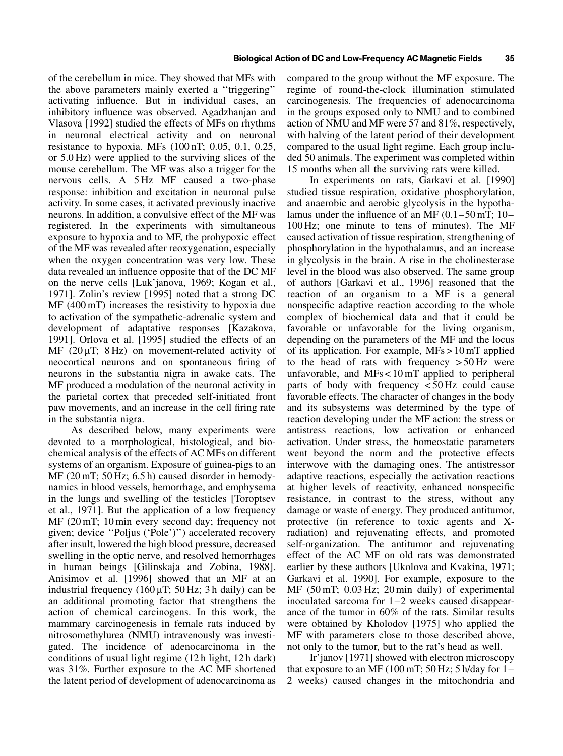of the cerebellum in mice. They showed that MFs with the above parameters mainly exerted a ''triggering'' activating influence. But in individual cases, an inhibitory influence was observed. Agadzhanjan and Vlasova [1992] studied the effects of MFs on rhythms in neuronal electrical activity and on neuronal resistance to hypoxia. MFs (100 nT; 0.05, 0.1, 0.25, or 5.0 Hz) were applied to the surviving slices of the mouse cerebellum. The MF was also a trigger for the nervous cells. A 5 Hz MF caused a two-phase response: inhibition and excitation in neuronal pulse activity. In some cases, it activated previously inactive neurons. In addition, a convulsive effect of the MF was registered. In the experiments with simultaneous exposure to hypoxia and to MF, the prohypoxic effect of the MF was revealed after reoxygenation, especially when the oxygen concentration was very low. These data revealed an influence opposite that of the DC MF on the nerve cells [Luk'janova, 1969; Kogan et al., 1971]. Zolin's review [1995] noted that a strong DC MF (400 mT) increases the resistivity to hypoxia due to activation of the sympathetic-adrenalic system and development of adaptative responses [Kazakova, 1991]. Orlova et al. [1995] studied the effects of an MF (20 μT; 8 Hz) on movement-related activity of neocortical neurons and on spontaneous firing of neurons in the substantia nigra in awake cats. The MF produced a modulation of the neuronal activity in the parietal cortex that preceded self-initiated front paw movements, and an increase in the cell firing rate in the substantia nigra.

As described below, many experiments were devoted to a morphological, histological, and biochemical analysis of the effects of AC MFs on different systems of an organism. Exposure of guinea-pigs to an MF (20 mT; 50 Hz; 6.5 h) caused disorder in hemodynamics in blood vessels, hemorrhage, and emphysema in the lungs and swelling of the testicles [Toroptsev et al., 1971]. But the application of a low frequency MF (20 mT; 10 min every second day; frequency not given; device ''Poljus ('Pole')'') accelerated recovery after insult, lowered the high blood pressure, decreased swelling in the optic nerve, and resolved hemorrhages in human beings [Gilinskaja and Zobina, 1988]. Anisimov et al. [1996] showed that an MF at an industrial frequency (160 μT; 50 Hz; 3 h daily) can be an additional promoting factor that strengthens the action of chemical carcinogens. In this work, the mammary carcinogenesis in female rats induced by nitrosomethylurea (NMU) intravenously was investigated. The incidence of adenocarcinoma in the conditions of usual light regime (12 h light, 12 h dark) was 31%. Further exposure to the AC MF shortened the latent period of development of adenocarcinoma as compared to the group without the MF exposure. The regime of round-the-clock illumination stimulated carcinogenesis. The frequencies of adenocarcinoma in the groups exposed only to NMU and to combined action of NMU and MF were 57 and 81%, respectively, with halving of the latent period of their development compared to the usual light regime. Each group included 50 animals. The experiment was completed within 15 months when all the surviving rats were killed.

In experiments on rats, Garkavi et al. [1990] studied tissue respiration, oxidative phosphorylation, and anaerobic and aerobic glycolysis in the hypothalamus under the influence of an MF (0.1–50 mT; 10–100 Hz; one minute to tens of minutes). The MF caused activation of tissue respiration, strengthening of phosphorylation in the hypothalamus, and an increase in glycolysis in the brain. A rise in the cholinesterase level in the blood was also observed. The same group of authors [Garkavi et al., 1996] reasoned that the reaction of an organism to a MF is a general nonspecific adaptive reaction according to the whole complex of biochemical data and that it could be favorable or unfavorable for the living organism, depending on the parameters of the MF and the locus of its application. For example, MFs > 10 mT applied to the head of rats with frequency > 50 Hz were unfavorable, and MFs < 10 mT applied to peripheral parts of body with frequency < 50 Hz could cause favorable effects. The character of changes in the body and its subsystems was determined by the type of reaction developing under the MF action: the stress or antistress reactions, low activation or enhanced activation. Under stress, the homeostatic parameters went beyond the norm and the protective effects interwove with the damaging ones. The antistressor adaptive reactions, especially the activation reactions at higher levels of reactivity, enhanced nonspecific resistance, in contrast to the stress, without any damage or waste of energy. They produced antitumor, protective (in reference to toxic agents and X-radiation) and rejuvenating effects, and promoted self-organization. The antitumor and rejuvenating effect of the AC MF on old rats was demonstrated earlier by these authors [Ukolova and Kvakina, 1971; Garkavi et al. 1990]. For example, exposure to the MF (50 mT; 0.03 Hz; 20 min daily) of experimental inoculated sarcoma for 1–2 weeks caused disappearance of the tumor in 60% of the rats. Similar results were obtained by Kholodov [1975] who applied the MF with parameters close to those described above, not only to the tumor, but to the rat's head as well.

Ir'janov [1971] showed with electron microscopy that exposure to an MF (100 mT; 50 Hz; 5 h/day for 1–2 weeks) caused changes in the mitochondria and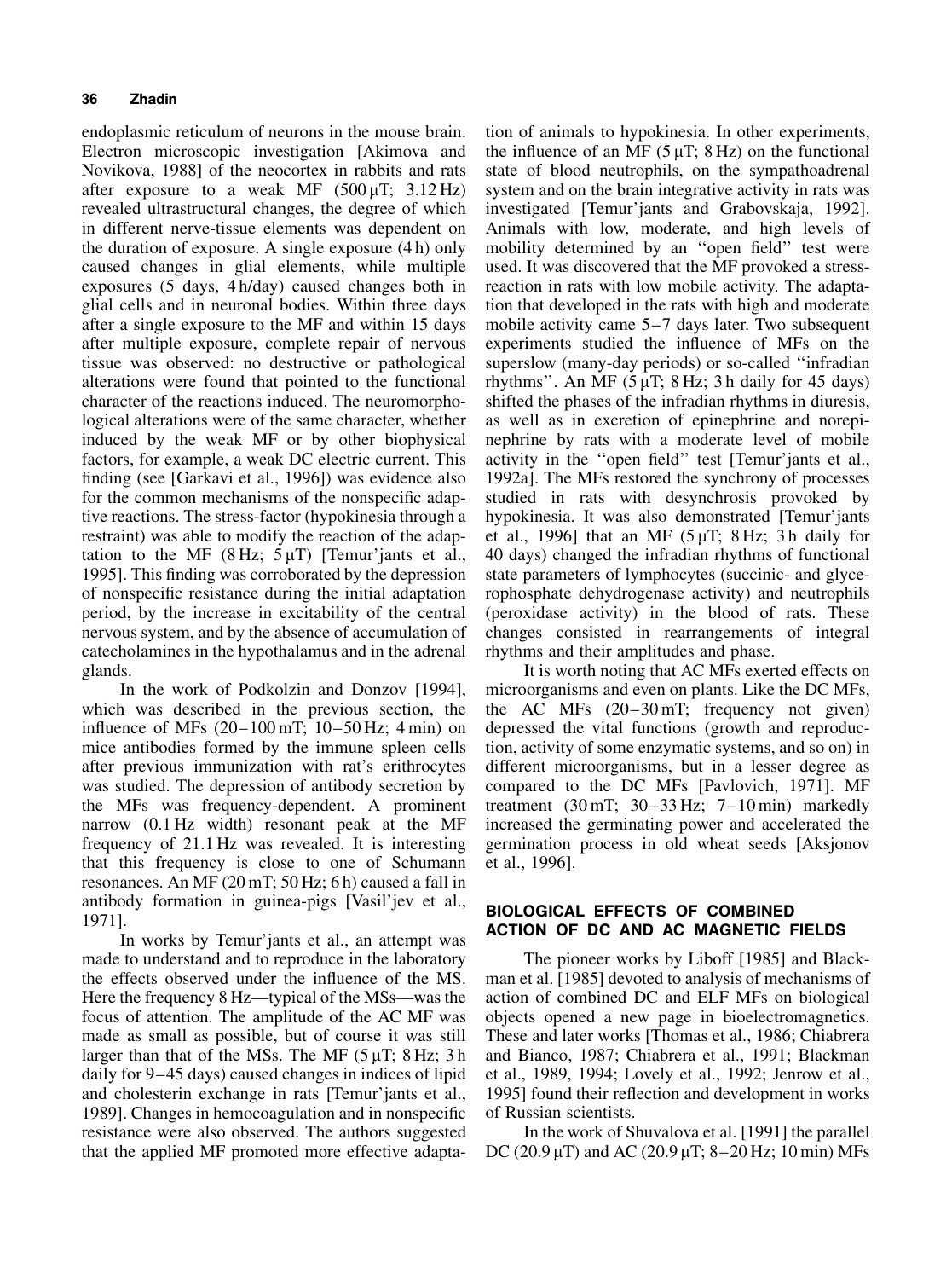endoplasmic reticulum of neurons in the mouse brain. Electron microscopic investigation [Akimova and Novikova, 1988] of the neocortex in rabbits and rats after exposure to a weak MF (500 μT; 3.12 Hz) revealed ultrastructural changes, the degree of which in different nerve-tissue elements was dependent on the duration of exposure. A single exposure (4 h) only caused changes in glial elements, while multiple exposures (5 days, 4 h/day) caused changes both in glial cells and in neuronal bodies. Within three days after a single exposure to the MF and within 15 days after multiple exposure, complete repair of nervous tissue was observed: no destructive or pathological alterations were found that pointed to the functional character of the reactions induced. The neuromorphological alterations were of the same character, whether induced by the weak MF or by other biophysical factors, for example, a weak DC electric current. This finding (see [Garkavi et al., 1996]) was evidence also for the common mechanisms of the nonspecific adaptive reactions. The stress-factor (hypokinesia through a restraint) was able to modify the reaction of the adaptation to the MF (8 Hz; 5 μT) [Temur'jants et al., 1995]. This finding was corroborated by the depression of nonspecific resistance during the initial adaptation period, by the increase in excitability of the central nervous system, and by the absence of accumulation of catecholamines in the hypothalamus and in the adrenal glands.

In the work of Podkolzin and Donzov [1994], which was described in the previous section, the influence of MFs (20–100 mT; 10–50 Hz; 4 min) on mice antibodies formed by the immune spleen cells after previous immunization with rat's erithrocytes was studied. The depression of antibody secretion by the MFs was frequency-dependent. A prominent narrow (0.1 Hz width) resonant peak at the MF frequency of 21.1 Hz was revealed. It is interesting that this frequency is close to one of Schumann resonances. An MF (20 mT; 50 Hz; 6 h) caused a fall in antibody formation in guinea-pigs [Vasil'jev et al., 1971].

In works by Temur'jants et al., an attempt was made to understand and to reproduce in the laboratory the effects observed under the influence of the MS. Here the frequency 8 Hz—typical of the MSs—was the focus of attention. The amplitude of the AC MF was made as small as possible, but of course it was still larger than that of the MSs. The MF (5 μT; 8 Hz; 3 h daily for 9–45 days) caused changes in indices of lipid and cholesterin exchange in rats [Temur'jants et al., 1989]. Changes in hemocoagulation and in nonspecific resistance were also observed. The authors suggested that the applied MF promoted more effective adaptation of animals to hypokinesia. In other experiments, the influence of an MF (5 μT; 8 Hz) on the functional state of blood neutrophils, on the sympathoadrenal system and on the brain integrative activity in rats was investigated [Temur'jants and Grabovskaja, 1992]. Animals with low, moderate, and high levels of mobility determined by an "open field" test were used. It was discovered that the MF provoked a stress-reaction in rats with low mobile activity. The adaptation that developed in the rats with high and moderate mobile activity came 5–7 days later. Two subsequent experiments studied the influence of MFs on the superslow (many-day periods) or so-called "infradian rhythms". An MF (5 μT; 8 Hz; 3 h daily for 45 days) shifted the phases of the infradian rhythms in diuresis, as well as in excretion of epinephrine and norepinephrine by rats with a moderate level of mobile activity in the "open field" test [Temur'jants et al., 1992a]. The MFs restored the synchrony of processes studied in rats with desynchrosis provoked by hypokinesia. It was also demonstrated [Temur'jants et al., 1996] that an MF (5 μT; 8 Hz; 3 h daily for 40 days) changed the infradian rhythms of functional state parameters of lymphocytes (succinic- and glycerophosphate dehydrogenase activity) and neutrophils (peroxidase activity) in the blood of rats. These changes consisted in rearrangements of integral rhythms and their amplitudes and phase.

It is worth noting that AC MFs exerted effects on microorganisms and even on plants. Like the DC MFs, the AC MFs (20–30 mT; frequency not given) depressed the vital functions (growth and reproduction, activity of some enzymatic systems, and so on) in different microorganisms, but in a lesser degree as compared to the DC MFs [Pavlovich, 1971]. MF treatment (30 mT; 30–33 Hz; 7–10 min) markedly increased the germinating power and accelerated the germination process in old wheat seeds [Aksjonov et al., 1996].

## BIOLOGICAL EFFECTS OF COMBINED ACTION OF DC AND AC MAGNETIC FIELDS

The pioneer works by Liboff [1985] and Blackman et al. [1985] devoted to analysis of mechanisms of action of combined DC and ELF MFs on biological objects opened a new page in bioelectromagnetics. These and later works [Thomas et al., 1986; Chiabrera and Bianco, 1987; Chiabrera et al., 1991; Blackman et al., 1989, 1994; Lovely et al., 1992; Jenrow et al., 1995] found their reflection and development in works of Russian scientists.

In the work of Shuvalova et al. [1991] the parallel DC (20.9 μT) and AC (20.9 μT; 8–20 Hz; 10 min) MFs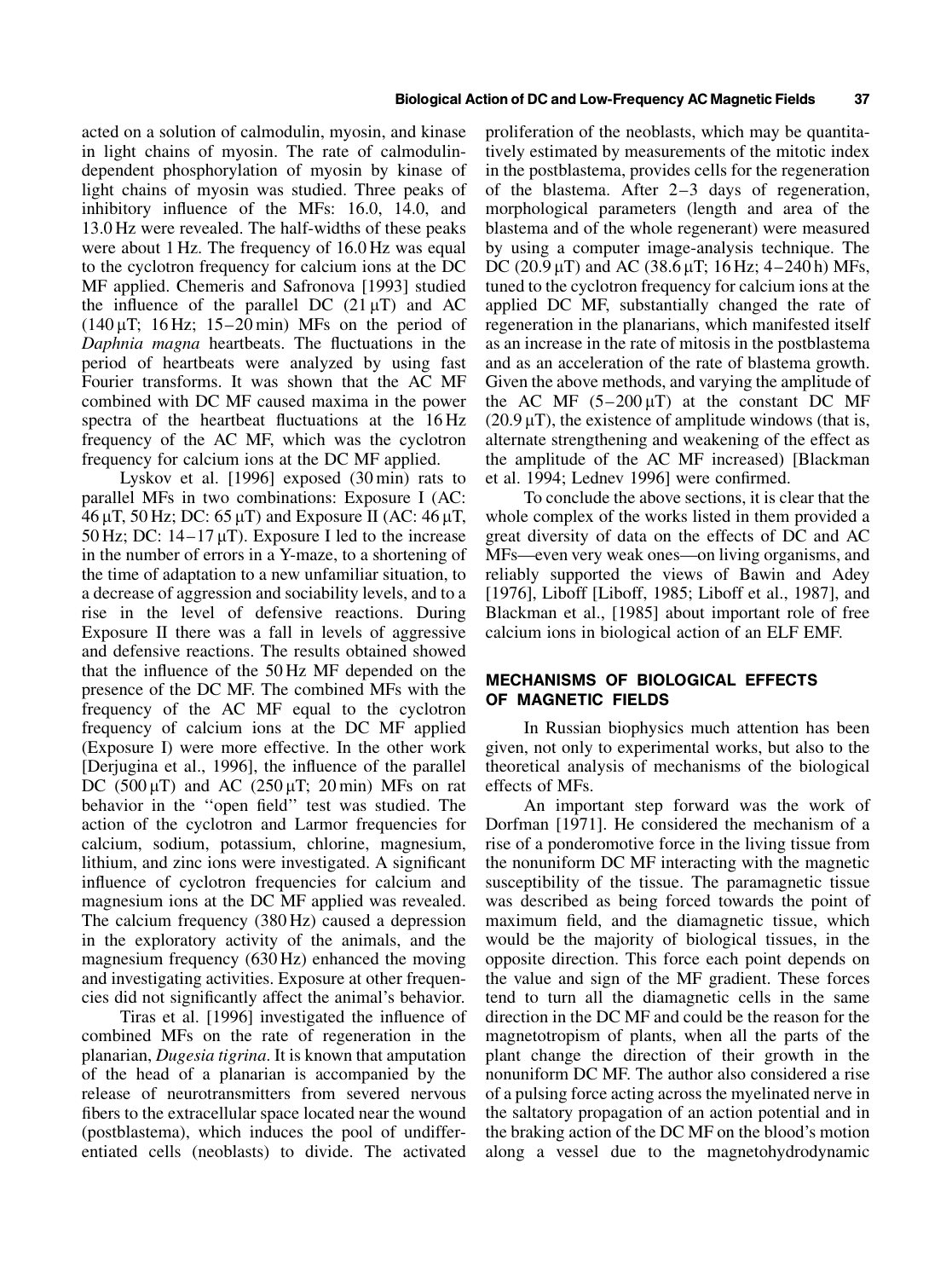acted on a solution of calmodulin, myosin, and kinase in light chains of myosin. The rate of calmodulin-dependent phosphorylation of myosin by kinase of light chains of myosin was studied. Three peaks of inhibitory influence of the MFs: 16.0, 14.0, and 13.0 Hz were revealed. The half-widths of these peaks were about 1 Hz. The frequency of 16.0 Hz was equal to the cyclotron frequency for calcium ions at the DC MF applied. Chemeris and Safronova [1993] studied the influence of the parallel DC (21 μT) and AC (140 μT; 16 Hz; 15–20 min) MFs on the period of *Daphnia magna* heartbeats. The fluctuations in the period of heartbeats were analyzed by using fast Fourier transforms. It was shown that the AC MF combined with DC MF caused maxima in the power spectra of the heartbeat fluctuations at the 16 Hz frequency of the AC MF, which was the cyclotron frequency for calcium ions at the DC MF applied.

Lyskov et al. [1996] exposed (30 min) rats to parallel MFs in two combinations: Exposure I (AC: 46 μT, 50 Hz; DC: 65 μT) and Exposure II (AC: 46 μT, 50 Hz; DC: 14–17 μT). Exposure I led to the increase in the number of errors in a Y-maze, to a shortening of the time of adaptation to a new unfamiliar situation, to a decrease of aggression and sociability levels, and to a rise in the level of defensive reactions. During Exposure II there was a fall in levels of aggressive and defensive reactions. The results obtained showed that the influence of the 50 Hz MF depended on the presence of the DC MF. The combined MFs with the frequency of the AC MF equal to the cyclotron frequency of calcium ions at the DC MF applied (Exposure I) were more effective. In the other work [Derjugina et al., 1996], the influence of the parallel DC (500 μT) and AC (250 μT; 20 min) MFs on rat behavior in the ''open field'' test was studied. The action of the cyclotron and Larmor frequencies for calcium, sodium, potassium, chlorine, magnesium, lithium, and zinc ions were investigated. A significant influence of cyclotron frequencies for calcium and magnesium ions at the DC MF applied was revealed. The calcium frequency (380 Hz) caused a depression in the exploratory activity of the animals, and the magnesium frequency (630 Hz) enhanced the moving and investigating activities. Exposure at other frequencies did not significantly affect the animal's behavior.

Tiras et al. [1996] investigated the influence of combined MFs on the rate of regeneration in the planarian, *Dugesia tigrina*. It is known that amputation of the head of a planarian is accompanied by the release of neurotransmitters from severed nervous fibers to the extracellular space located near the wound (postblastema), which induces the pool of undifferentiated cells (neoblasts) to divide. The activated proliferation of the neoblasts, which may be quantitatively estimated by measurements of the mitotic index in the postblastema, provides cells for the regeneration of the blastema. After 2–3 days of regeneration, morphological parameters (length and area of the blastema and of the whole regenerant) were measured by using a computer image-analysis technique. The DC (20.9 μT) and AC (38.6 μT; 16 Hz; 4–240 h) MFs, tuned to the cyclotron frequency for calcium ions at the applied DC MF, substantially changed the rate of regeneration in the planarians, which manifested itself as an increase in the rate of mitosis in the postblastema and as an acceleration of the rate of blastema growth. Given the above methods, and varying the amplitude of the AC MF (5–200 μT) at the constant DC MF (20.9 μT), the existence of amplitude windows (that is, alternate strengthening and weakening of the effect as the amplitude of the AC MF increased) [Blackman et al. 1994; Lednev 1996] were confirmed.

To conclude the above sections, it is clear that the whole complex of the works listed in them provided a great diversity of data on the effects of DC and AC MFs—even very weak ones—on living organisms, and reliably supported the views of Bawin and Adey [1976], Liboff [Liboff, 1985; Liboff et al., 1987], and Blackman et al., [1985] about important role of free calcium ions in biological action of an ELF EMF.

## MECHANISMS OF BIOLOGICAL EFFECTS OF MAGNETIC FIELDS

In Russian biophysics much attention has been given, not only to experimental works, but also to the theoretical analysis of mechanisms of the biological effects of MFs.

An important step forward was the work of Dorfman [1971]. He considered the mechanism of a rise of a ponderomotive force in the living tissue from the nonuniform DC MF interacting with the magnetic susceptibility of the tissue. The paramagnetic tissue was described as being forced towards the point of maximum field, and the diamagnetic tissue, which would be the majority of biological tissues, in the opposite direction. This force each point depends on the value and sign of the MF gradient. These forces tend to turn all the diamagnetic cells in the same direction in the DC MF and could be the reason for the magnetotropism of plants, when all the parts of the plant change the direction of their growth in the nonuniform DC MF. The author also considered a rise of a pulsing force acting across the myelinated nerve in the saltatory propagation of an action potential and in the braking action of the DC MF on the blood's motion along a vessel due to the magnetohydrodynamic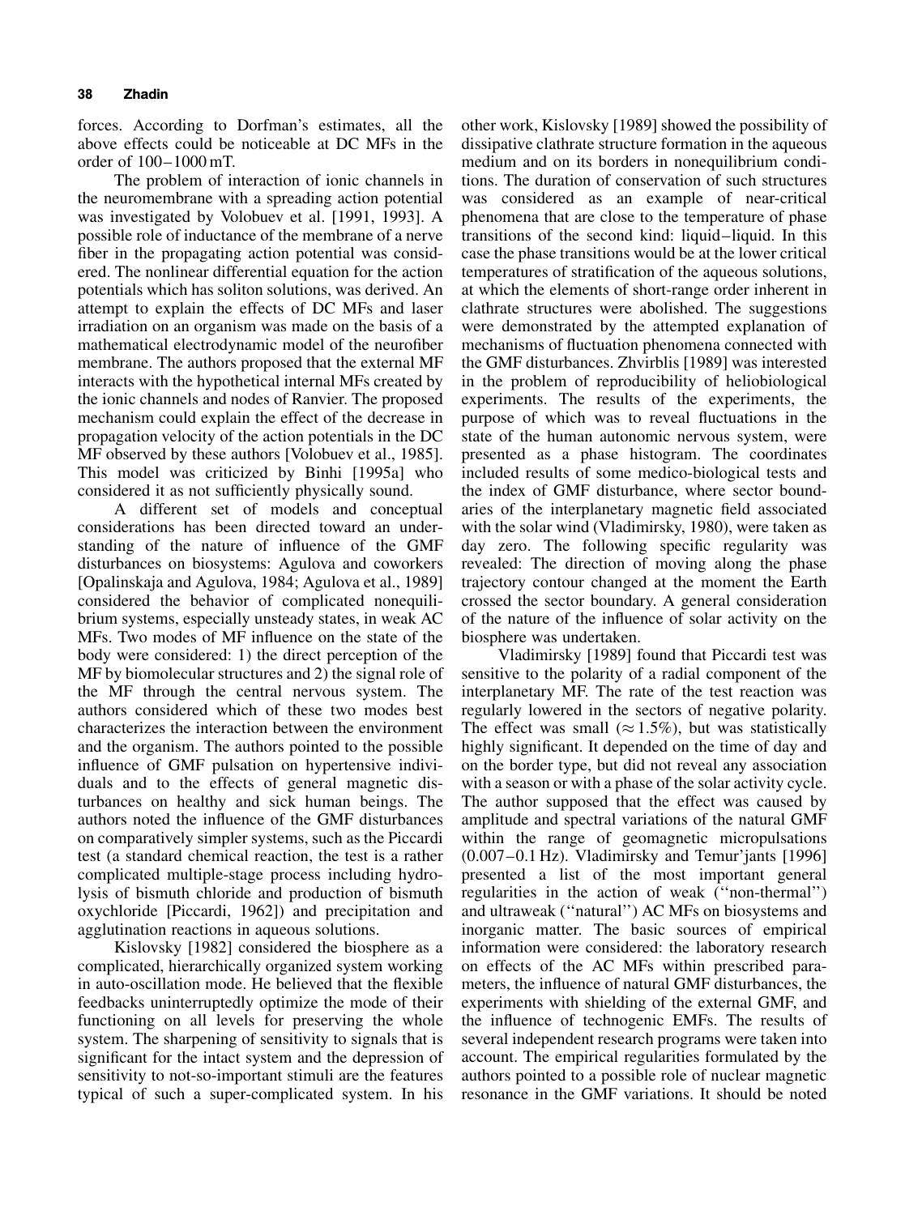forces. According to Dorfman's estimates, all the above effects could be noticeable at DC MFs in the order of 100–1000 mT.

The problem of interaction of ionic channels in the neuromembrane with a spreading action potential was investigated by Volobuev et al. [1991, 1993]. A possible role of inductance of the membrane of a nerve fiber in the propagating action potential was considered. The nonlinear differential equation for the action potentials which has soliton solutions, was derived. An attempt to explain the effects of DC MFs and laser irradiation on an organism was made on the basis of a mathematical electrodynamic model of the neurofiber membrane. The authors proposed that the external MF interacts with the hypothetical internal MFs created by the ionic channels and nodes of Ranvier. The proposed mechanism could explain the effect of the decrease in propagation velocity of the action potentials in the DC MF observed by these authors [Volobuev et al., 1985]. This model was criticized by Binhi [1995a] who considered it as not sufficiently physically sound.

A different set of models and conceptual considerations has been directed toward an understanding of the nature of influence of the GMF disturbances on biosystems: Agulova and coworkers [Opalinskaja and Agulova, 1984; Agulova et al., 1989] considered the behavior of complicated nonequilibrium systems, especially unsteady states, in weak AC MFs. Two modes of MF influence on the state of the body were considered: 1) the direct perception of the MF by biomolecular structures and 2) the signal role of the MF through the central nervous system. The authors considered which of these two modes best characterizes the interaction between the environment and the organism. The authors pointed to the possible influence of GMF pulsation on hypertensive individuals and to the effects of general magnetic disturbances on healthy and sick human beings. The authors noted the influence of the GMF disturbances on comparatively simpler systems, such as the Piccardi test (a standard chemical reaction, the test is a rather complicated multiple-stage process including hydrolysis of bismuth chloride and production of bismuth oxychloride [Piccardi, 1962]) and precipitation and agglutination reactions in aqueous solutions.

Kislovsky [1982] considered the biosphere as a complicated, hierarchically organized system working in auto-oscillation mode. He believed that the flexible feedbacks uninterruptedly optimize the mode of their functioning on all levels for preserving the whole system. The sharpening of sensitivity to signals that is significant for the intact system and the depression of sensitivity to not-so-important stimuli are the features typical of such a super-complicated system. In his other work, Kislovsky [1989] showed the possibility of dissipative clathrate structure formation in the aqueous medium and on its borders in nonequilibrium conditions. The duration of conservation of such structures was considered as an example of near-critical phenomena that are close to the temperature of phase transitions of the second kind: liquid–liquid. In this case the phase transitions would be at the lower critical temperatures of stratification of the aqueous solutions, at which the elements of short-range order inherent in clathrate structures were abolished. The suggestions were demonstrated by the attempted explanation of mechanisms of fluctuation phenomena connected with the GMF disturbances. Zhvirblis [1989] was interested in the problem of reproducibility of heliobiological experiments. The results of the experiments, the purpose of which was to reveal fluctuations in the state of the human autonomic nervous system, were presented as a phase histogram. The coordinates included results of some medico-biological tests and the index of GMF disturbance, where sector boundaries of the interplanetary magnetic field associated with the solar wind (Vladimirsky, 1980), were taken as day zero. The following specific regularity was revealed: The direction of moving along the phase trajectory contour changed at the moment the Earth crossed the sector boundary. A general consideration of the nature of the influence of solar activity on the biosphere was undertaken.

Vladimirsky [1989] found that Piccardi test was sensitive to the polarity of a radial component of the interplanetary MF. The rate of the test reaction was regularly lowered in the sectors of negative polarity. The effect was small ($\approx 1.5\%$), but was statistically highly significant. It depended on the time of day and on the border type, but did not reveal any association with a season or with a phase of the solar activity cycle. The author supposed that the effect was caused by amplitude and spectral variations of the natural GMF within the range of geomagnetic micropulsations (0.007–0.1 Hz). Vladimirsky and Temur'jants [1996] presented a list of the most important general regularities in the action of weak (''non-thermal'') and ultraweak (''natural'') AC MFs on biosystems and inorganic matter. The basic sources of empirical information were considered: the laboratory research on effects of the AC MFs within prescribed parameters, the influence of natural GMF disturbances, the experiments with shielding of the external GMF, and the influence of technogenic EMFs. The results of several independent research programs were taken into account. The empirical regularities formulated by the authors pointed to a possible role of nuclear magnetic resonance in the GMF variations. It should be noted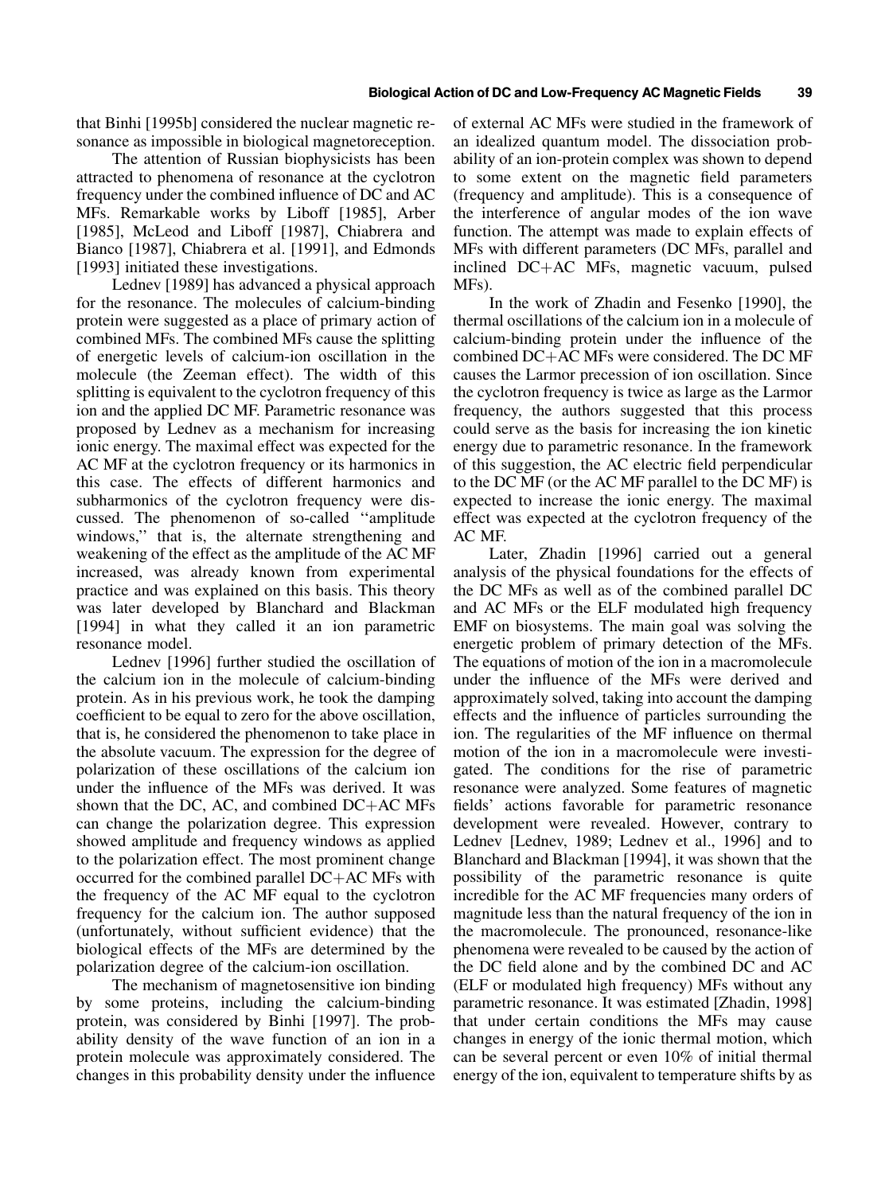that Binhi [1995b] considered the nuclear magnetic resonance as impossible in biological magnetoreception.

The attention of Russian biophysicists has been attracted to phenomena of resonance at the cyclotron frequency under the combined influence of DC and AC MFs. Remarkable works by Liboff [1985], Arber [1985], McLeod and Liboff [1987], Chiabrera and Bianco [1987], Chiabrera et al. [1991], and Edmonds [1993] initiated these investigations.

Lednev [1989] has advanced a physical approach for the resonance. The molecules of calcium-binding protein were suggested as a place of primary action of combined MFs. The combined MFs cause the splitting of energetic levels of calcium-ion oscillation in the molecule (the Zeeman effect). The width of this splitting is equivalent to the cyclotron frequency of this ion and the applied DC MF. Parametric resonance was proposed by Lednev as a mechanism for increasing ionic energy. The maximal effect was expected for the AC MF at the cyclotron frequency or its harmonics in this case. The effects of different harmonics and subharmonics of the cyclotron frequency were discussed. The phenomenon of so-called ''amplitude windows,'' that is, the alternate strengthening and weakening of the effect as the amplitude of the AC MF increased, was already known from experimental practice and was explained on this basis. This theory was later developed by Blanchard and Blackman [1994] in what they called it an ion parametric resonance model.

Lednev [1996] further studied the oscillation of the calcium ion in the molecule of calcium-binding protein. As in his previous work, he took the damping coefficient to be equal to zero for the above oscillation, that is, he considered the phenomenon to take place in the absolute vacuum. The expression for the degree of polarization of these oscillations of the calcium ion under the influence of the MFs was derived. It was shown that the DC, AC, and combined DC+AC MFs can change the polarization degree. This expression showed amplitude and frequency windows as applied to the polarization effect. The most prominent change occurred for the combined parallel DC+AC MFs with the frequency of the AC MF equal to the cyclotron frequency for the calcium ion. The author supposed (unfortunately, without sufficient evidence) that the biological effects of the MFs are determined by the polarization degree of the calcium-ion oscillation.

The mechanism of magnetosensitive ion binding by some proteins, including the calcium-binding protein, was considered by Binhi [1997]. The probability density of the wave function of an ion in a protein molecule was approximately considered. The changes in this probability density under the influence of external AC MFs were studied in the framework of an idealized quantum model. The dissociation probability of an ion-protein complex was shown to depend to some extent on the magnetic field parameters (frequency and amplitude). This is a consequence of the interference of angular modes of the ion wave function. The attempt was made to explain effects of MFs with different parameters (DC MFs, parallel and inclined DC+AC MFs, magnetic vacuum, pulsed MFs).

In the work of Zhadin and Fesenko [1990], the thermal oscillations of the calcium ion in a molecule of calcium-binding protein under the influence of the combined DC+AC MFs were considered. The DC MF causes the Larmor precession of ion oscillation. Since the cyclotron frequency is twice as large as the Larmor frequency, the authors suggested that this process could serve as the basis for increasing the ion kinetic energy due to parametric resonance. In the framework of this suggestion, the AC electric field perpendicular to the DC MF (or the AC MF parallel to the DC MF) is expected to increase the ionic energy. The maximal effect was expected at the cyclotron frequency of the AC MF.

Later, Zhadin [1996] carried out a general analysis of the physical foundations for the effects of the DC MFs as well as of the combined parallel DC and AC MFs or the ELF modulated high frequency EMF on biosystems. The main goal was solving the energetic problem of primary detection of the MFs. The equations of motion of the ion in a macromolecule under the influence of the MFs were derived and approximately solved, taking into account the damping effects and the influence of particles surrounding the ion. The regularities of the MF influence on thermal motion of the ion in a macromolecule were investigated. The conditions for the rise of parametric resonance were analyzed. Some features of magnetic fields' actions favorable for parametric resonance development were revealed. However, contrary to Lednev [Lednev, 1989; Lednev et al., 1996] and to Blanchard and Blackman [1994], it was shown that the possibility of the parametric resonance is quite incredible for the AC MF frequencies many orders of magnitude less than the natural frequency of the ion in the macromolecule. The pronounced, resonance-like phenomena were revealed to be caused by the action of the DC field alone and by the combined DC and AC (ELF or modulated high frequency) MFs without any parametric resonance. It was estimated [Zhadin, 1998] that under certain conditions the MFs may cause changes in energy of the ionic thermal motion, which can be several percent or even 10% of initial thermal energy of the ion, equivalent to temperature shifts by as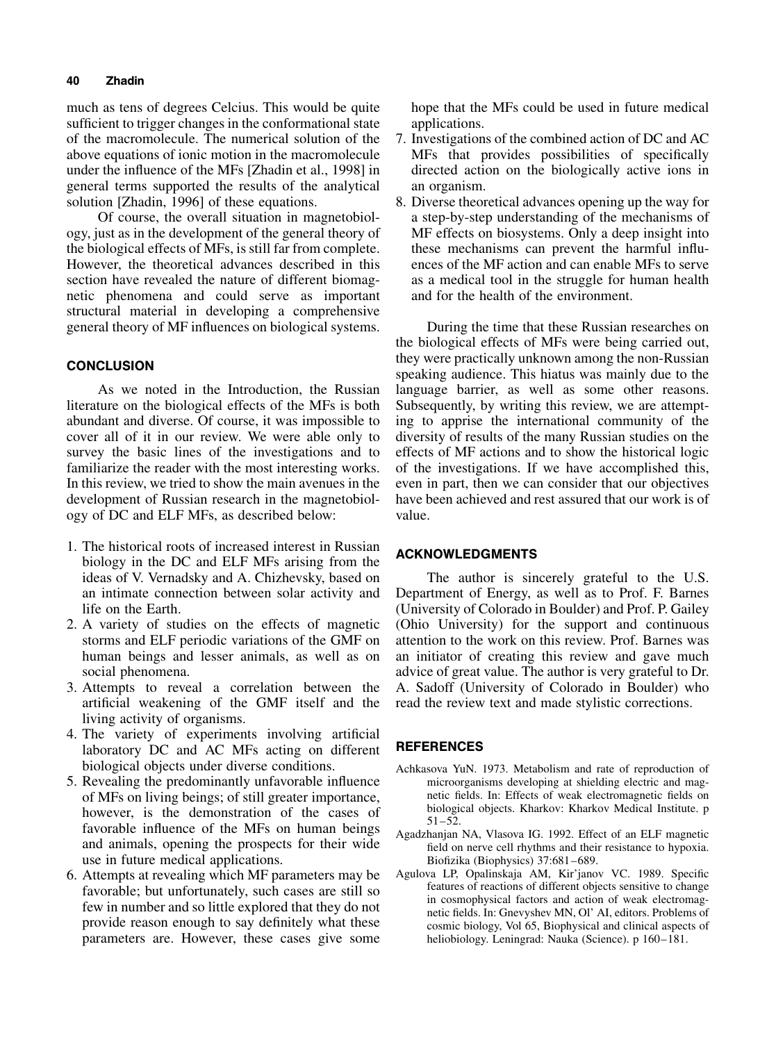much as tens of degrees Celcius. This would be quite sufficient to trigger changes in the conformational state of the macromolecule. The numerical solution of the above equations of ionic motion in the macromolecule under the influence of the MFs [Zhadin et al., 1998] in general terms supported the results of the analytical solution [Zhadin, 1996] of these equations.

Of course, the overall situation in magnetobiology, just as in the development of the general theory of the biological effects of MFs, is still far from complete. However, the theoretical advances described in this section have revealed the nature of different biomagnetic phenomena and could serve as important structural material in developing a comprehensive general theory of MF influences on biological systems.

## CONCLUSION

As we noted in the Introduction, the Russian literature on the biological effects of the MFs is both abundant and diverse. Of course, it was impossible to cover all of it in our review. We were able only to survey the basic lines of the investigations and to familiarize the reader with the most interesting works. In this review, we tried to show the main avenues in the development of Russian research in the magnetobiology of DC and ELF MFs, as described below:

1. The historical roots of increased interest in Russian biology in the DC and ELF MFs arising from the ideas of V. Vernadsky and A. Chizhevsky, based on an intimate connection between solar activity and life on the Earth.
2. A variety of studies on the effects of magnetic storms and ELF periodic variations of the GMF on human beings and lesser animals, as well as on social phenomena.
3. Attempts to reveal a correlation between the artificial weakening of the GMF itself and the living activity of organisms.
4. The variety of experiments involving artificial laboratory DC and AC MFs acting on different biological objects under diverse conditions.
5. Revealing the predominantly unfavorable influence of MFs on living beings; of still greater importance, however, is the demonstration of the cases of favorable influence of the MFs on human beings and animals, opening the prospects for their wide use in future medical applications.
6. Attempts at revealing which MF parameters may be favorable; but unfortunately, such cases are still so few in number and so little explored that they do not provide reason enough to say definitely what these parameters are. However, these cases give some hope that the MFs could be used in future medical applications.
7. Investigations of the combined action of DC and AC MFs that provides possibilities of specifically directed action on the biologically active ions in an organism.
8. Diverse theoretical advances opening up the way for a step-by-step understanding of the mechanisms of MF effects on biosystems. Only a deep insight into these mechanisms can prevent the harmful influences of the MF action and can enable MFs to serve as a medical tool in the struggle for human health and for the health of the environment.

During the time that these Russian researches on the biological effects of MFs were being carried out, they were practically unknown among the non-Russian speaking audience. This hiatus was mainly due to the language barrier, as well as some other reasons. Subsequently, by writing this review, we are attempting to apprise the international community of the diversity of results of the many Russian studies on the effects of MF actions and to show the historical logic of the investigations. If we have accomplished this, even in part, then we can consider that our objectives have been achieved and rest assured that our work is of value.

## ACKNOWLEDGMENTS

The author is sincerely grateful to the U.S. Department of Energy, as well as to Prof. F. Barnes (University of Colorado in Boulder) and Prof. P. Gailey (Ohio University) for the support and continuous attention to the work on this review. Prof. Barnes was an initiator of creating this review and gave much advice of great value. The author is very grateful to Dr. A. Sadoff (University of Colorado in Boulder) who read the review text and made stylistic corrections.

## REFERENCES

Achkasova YuN. 1973. Metabolism and rate of reproduction of microorganisms developing at shielding electric and magnetic fields. In: Effects of weak electromagnetic fields on biological objects. Kharkov: Kharkov Medical Institute. p 51–52.

Agadzhanjan NA, Vlasova IG. 1992. Effect of an ELF magnetic field on nerve cell rhythms and their resistance to hypoxia. Biofizika (Biophysics) 37:681–689.

Agulova LP, Opalinskaja AM, Kir'janov VC. 1989. Specific features of reactions of different objects sensitive to change in cosmophysical factors and action of weak electromagnetic fields. In: Gnevyshev MN, Ol' AI, editors. Problems of cosmic biology, Vol 65, Biophysical and clinical aspects of heliobiology. Leningrad: Nauka (Science). p 160–181.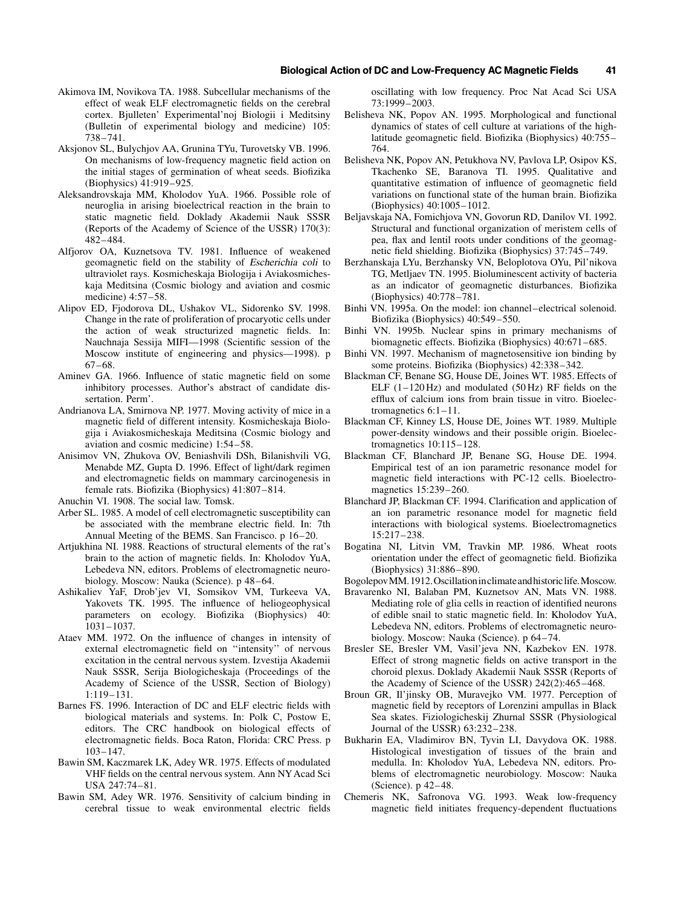Akimova IM, Novikova TA. 1988. Subcellular mechanisms of the effect of weak ELF electromagnetic fields on the cerebral cortex. Bjulleten' Experimental'noj Biologii i Meditsiny (Bulletin of experimental biology and medicine) 105: 738–741.

Aksjonov SL, Bulychjov AA, Grunina TYu, Turovetsky VB. 1996. On mechanisms of low-frequency magnetic field action on the initial stages of germination of wheat seeds. Biofizika (Biophysics) 41:919–925.

Aleksandrovskaja MM, Kholodov YuA. 1966. Possible role of neuroglia in arising bioelectrical reaction in the brain to static magnetic field. Doklady Akademii Nauk SSSR (Reports of the Academy of Science of the USSR) 170(3): 482–484.

Alfjorov OA, Kuznetsova TV. 1981. Influence of weakened geomagnetic field on the stability of *Escherichia coli* to ultraviolet rays. Kosmicheskaja Biologija i Aviakosmicheskaja Meditsina (Cosmic biology and aviation and cosmic medicine) 4:57–58.

Alipov ED, Fjodorova DL, Ushakov VL, Sidorenko SV. 1998. Change in the rate of proliferation of procaryotic cells under the action of weak structurized magnetic fields. In: Nauchnaja Sessija MIFI—1998 (Scientific session of the Moscow institute of engineering and physics—1998). p 67–68.

Aminev GA. 1966. Influence of static magnetic field on some inhibitory processes. Author's abstract of candidate dissertation. Perm'.

Andrianova LA, Smirnova NP. 1977. Moving activity of mice in a magnetic field of different intensity. Kosmicheskaja Biologija i Aviakosmicheskaja Meditsina (Cosmic biology and aviation and cosmic medicine) 1:54–58.

Anisimov VN, Zhukova OV, Beniashvili DSh, Bilanishvili VG, Menabde MZ, Gupta D. 1996. Effect of light/dark regimen and electromagnetic fields on mammary carcinogenesis in female rats. Biofizika (Biophysics) 41:807–814.

Anuchin VI. 1908. The social law. Tomsk.

Arber SL. 1985. A model of cell electromagnetic susceptibility can be associated with the membrane electric field. In: 7th Annual Meeting of the BEMS. San Francisco. p 16–20.

Artjukhina NI. 1988. Reactions of structural elements of the rat's brain to the action of magnetic fields. In: Kholodov YuA, Lebedeva NN, editors. Problems of electromagnetic neurobiology. Moscow: Nauka (Science). p 48–64.

Ashikaliev YaF, Drob'jev VI, Somsikov VM, Turkeeva VA, Yakovets TK. 1995. The influence of heliogeophysical parameters on ecology. Biofizika (Biophysics) 40: 1031–1037.

Ataev MM. 1972. On the influence of changes in intensity of external electromagnetic field on ''intensity'' of nervous excitation in the central nervous system. Izvestija Akademii Nauk SSSR, Serija Biologicheskaja (Proceedings of the Academy of Science of the USSR, Section of Biology) 1:119–131.

Barnes FS. 1996. Interaction of DC and ELF electric fields with biological materials and systems. In: Polk C, Postow E, editors. The CRC handbook on biological effects of electromagnetic fields. Boca Raton, Florida: CRC Press. p 103–147.

Bawin SM, Kaczmarek LK, Adey WR. 1975. Effects of modulated VHF fields on the central nervous system. Ann NY Acad Sci USA 247:74–81.

Bawin SM, Adey WR. 1976. Sensitivity of calcium binding in cerebral tissue to weak environmental electric fields oscillating with low frequency. Proc Nat Acad Sci USA 73:1999–2003.

Belisheva NK, Popov AN. 1995. Morphological and functional dynamics of states of cell culture at variations of the high-latitude geomagnetic field. Biofizika (Biophysics) 40:755–764.

Belisheva NK, Popov AN, Petukhova NV, Pavlova LP, Osipov KS, Tkachenko SE, Baranova TI. 1995. Qualitative and quantitative estimation of influence of geomagnetic field variations on functional state of the human brain. Biofizika (Biophysics) 40:1005–1012.

Beljavskaja NA, Fomichjova VN, Govorun RD, Danilov VI. 1992. Structural and functional organization of meristem cells of pea, flax and lentil roots under conditions of the geomagnetic field shielding. Biofizika (Biophysics) 37:745–749.

Berzhanskaja LYu, Berzhansky VN, Beloplotova OYu, Pil'nikova TG, Metljaev TN. 1995. Bioluminescent activity of bacteria as an indicator of geomagnetic disturbances. Biofizika (Biophysics) 40:778–781.

Binhi VN. 1995a. On the model: ion channel–electrical solenoid. Biofizika (Biophysics) 40:549–550.

Binhi VN. 1995b. Nuclear spins in primary mechanisms of biomagnetic effects. Biofizika (Biophysics) 40:671–685.

Binhi VN. 1997. Mechanism of magnetosensitive ion binding by some proteins. Biofizika (Biophysics) 42:338–342.

Blackman CF, Benane SG, House DE, Joines WT. 1985. Effects of ELF (1–120 Hz) and modulated (50 Hz) RF fields on the efflux of calcium ions from brain tissue in vitro. Bioelectromagnetics 6:1–11.

Blackman CF, Kinney LS, House DE, Joines WT. 1989. Multiple power-density windows and their possible origin. Bioelectromagnetics 10:115–128.

Blackman CF, Blanchard JP, Benane SG, House DE. 1994. Empirical test of an ion parametric resonance model for magnetic field interactions with PC-12 cells. Bioelectromagnetics 15:239–260.

Blanchard JP, Blackman CF. 1994. Clarification and application of an ion parametric resonance model for magnetic field interactions with biological systems. Bioelectromagnetics 15:217–238.

Bogatina NI, Litvin VM, Travkin MP. 1986. Wheat roots orientation under the effect of geomagnetic field. Biofizika (Biophysics) 31:886–890.

Bogolepov MM. 1912. Oscillation in climate and historic life. Moscow.

Bravarenko NI, Balaban PM, Kuznetsov AN, Mats VN. 1988. Mediating role of glia cells in reaction of identified neurons of edible snail to static magnetic field. In: Kholodov YuA, Lebedeva NN, editors. Problems of electromagnetic neurobiology. Moscow: Nauka (Science). p 64–74.

Bresler SE, Bresler VM, Vasil'jeva NN, Kazbekov EN. 1978. Effect of strong magnetic fields on active transport in the choroid plexus. Doklady Akademii Nauk SSSR (Reports of the Academy of Science of the USSR) 242(2):465–468.

Broun GR, Il'jinsky OB, Muravejko VM. 1977. Perception of magnetic field by receptors of Lorenzini ampullas in Black Sea skates. Fiziologicheskij Zhurnal SSSR (Physiological Journal of the USSR) 63:232–238.

Bukharin EA, Vladimirov BN, Tyvin LI, Davydova OK. 1988. Histological investigation of tissues of the brain and medulla. In: Kholodov YuA, Lebedeva NN, editors. Problems of electromagnetic neurobiology. Moscow: Nauka (Science). p 42–48.

Chemeris NK, Safronova VG. 1993. Weak low-frequency magnetic field initiates frequency-dependent fluctuations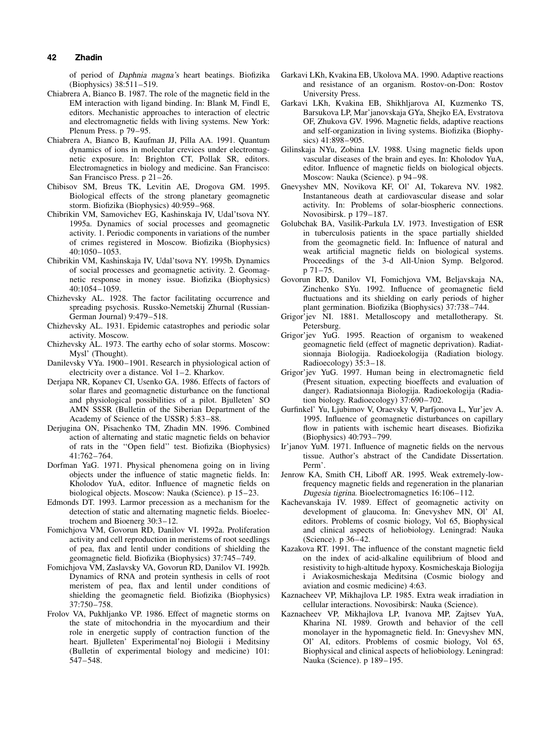of period of *Daphnia magna's* heart beatings. Biofizika (Biophysics) 38:511–519.

Chiabrera A, Bianco B. 1987. The role of the magnetic field in the EM interaction with ligand binding. In: Blank M, Findl E, editors. Mechanistic approaches to interaction of electric and electromagnetic fields with living systems. New York: Plenum Press. p 79–95.

Chiabrera A, Bianco B, Kaufman JJ, Pilla AA. 1991. Quantum dynamics of ions in molecular crevices under electromagnetic exposure. In: Brighton CT, Pollak SR, editors. Electromagnetics in biology and medicine. San Francisco: San Francisco Press. p 21–26.

Chibisov SM, Breus TK, Levitin AE, Drogova GM. 1995. Biological effects of the strong planetary geomagnetic storm. Biofizika (Biophysics) 40:959–968.

Chibrikin VM, Samovichev EG, Kashinskaja IV, Udal'tsova NY. 1995a. Dynamics of social processes and geomagnetic activity. 1. Periodic components in variations of the number of crimes registered in Moscow. Biofizika (Biophysics) 40:1050–1053.

Chibrikin VM, Kashinskaja IV, Udal'tsova NY. 1995b. Dynamics of social processes and geomagnetic activity. 2. Geomagnetic response in money issue. Biofizika (Biophysics) 40:1054–1059.

Chizhevsky AL. 1928. The factor facilitating occurrence and spreading psychosis. Russko-Nemetskij Zhurnal (Russian-German Journal) 9:479–518.

Chizhevsky AL. 1931. Epidemic catastrophes and periodic solar activity. Moscow.

Chizhevsky AL. 1973. The earthy echo of solar storms. Moscow: Mysl' (Thought).

Danilevsky VYa. 1900–1901. Research in physiological action of electricity over a distance. Vol 1–2. Kharkov.

Derjapa NR, Kopanev CI, Usenko GA. 1986. Effects of factors of solar flares and geomagnetic disturbance on the functional and physiological possibilities of a pilot. Bjulleten' SO AMN SSSR (Bulletin of the Siberian Department of the Academy of Science of the USSR) 5:83–88.

Derjugina ON, Pisachenko TM, Zhadin MN. 1996. Combined action of alternating and static magnetic fields on behavior of rats in the ''Open field'' test. Biofizika (Biophysics) 41:762–764.

Dorfman YaG. 1971. Physical phenomena going on in living objects under the influence of static magnetic fields. In: Kholodov YuA, editor. Influence of magnetic fields on biological objects. Moscow: Nauka (Science). p 15–23.

Edmonds DT. 1993. Larmor precession as a mechanism for the detection of static and alternating magnetic fields. Bioelectrochem and Bioenerg 30:3–12.

Fomichjova VM, Govorun RD, Danilov VI. 1992a. Proliferation activity and cell reproduction in meristems of root seedlings of pea, flax and lentil under conditions of shielding the geomagnetic field. Biofizika (Biophysics) 37:745–749.

Fomichjova VM, Zaslavsky VA, Govorun RD, Danilov VI. 1992b. Dynamics of RNA and protein synthesis in cells of root meristem of pea, flax and lentil under conditions of shielding the geomagnetic field. Biofizika (Biophysics) 37:750–758.

Frolov VA, Pukhljanko VP. 1986. Effect of magnetic storms on the state of mitochondria in the myocardium and their role in energetic supply of contraction function of the heart. Bjulleten' Experimental'noj Biologii i Meditsiny (Bulletin of experimental biology and medicine) 101: 547–548.

Garkavi LKh, Kvakina EB, Ukolova MA. 1990. Adaptive reactions and resistance of an organism. Rostov-on-Don: Rostov University Press.

Garkavi LKh, Kvakina EB, Shikhljarova AI, Kuzmenko TS, Barsukova LP, Mar'janovskaja GYa, Shejko EA, Evstratova OF, Zhukova GV. 1996. Magnetic fields, adaptive reactions and self-organization in living systems. Biofizika (Biophysics) 41:898–905.

Gilinskaja NYu, Zobina LV. 1988. Using magnetic fields upon vascular diseases of the brain and eyes. In: Kholodov YuA, editor. Influence of magnetic fields on biological objects. Moscow: Nauka (Science). p 94–98.

Gnevyshev MN, Novikova KF, Ol' AI, Tokareva NV. 1982. Instantaneous death at cardiovascular disease and solar activity. In: Problems of solar-biospheric connections. Novosibirsk. p 179–187.

Golubchak BA, Vasilik-Parkula LV. 1973. Investigation of ESR in tuberculosis patients in the space partially shielded from the geomagnetic field. In: Influence of natural and weak artificial magnetic fields on biological systems. Proceedings of the 3-d All-Union Symp. Belgorod. p 71–75.

Govorun RD, Danilov VI, Fomichjova VM, Beljavskaja NA, Zinchenko SYu. 1992. Influence of geomagnetic field fluctuations and its shielding on early periods of higher plant germination. Biofizika (Biophysics) 37:738–744.

Grigor'jev NI. 1881. Metalloscopy and metallotherapy. St. Petersburg.

Grigor'jev YuG. 1995. Reaction of organism to weakened geomagnetic field (effect of magnetic deprivation). Radiatsionnaja Biologija. Radioekologija (Radiation biology. Radioecology) 35:3–18.

Grigor'jev YuG. 1997. Human being in electromagnetic field (Present situation, expecting bioeffects and evaluation of danger). Radiatsionnaja Biologija. Radioekologija (Radiation biology. Radioecology) 37:690–702.

Gurfinkel' Yu, Ljubimov V, Oraevsky V, Parfjonova L, Yur'jev A. 1995. Influence of geomagnetic disturbances on capillary flow in patients with ischemic heart diseases. Biofizika (Biophysics) 40:793–799.

Ir'janov YuM. 1971. Influence of magnetic fields on the nervous tissue. Author's abstract of the Candidate Dissertation. Perm'.

Jenrow KA, Smith CH, Liboff AR. 1995. Weak extremely-low-frequency magnetic fields and regeneration in the planarian *Dugesia tigrina*. Bioelectromagnetics 16:106–112.

Kachevanskaja IV. 1989. Effect of geomagnetic activity on development of glaucoma. In: Gnevyshev MN, Ol' AI, editors. Problems of cosmic biology, Vol 65, Biophysical and clinical aspects of heliobiology. Leningrad: Nauka (Science). p 36–42.

Kazakova RT. 1991. The influence of the constant magnetic field on the index of acid-alkaline equilibrium of blood and resistivity to high-altitude hypoxy. Kosmicheskaja Biologija i Aviakosmicheskaja Meditsina (Cosmic biology and aviation and cosmic medicine) 4:63.

Kaznacheev VP, Mikhajlova LP. 1985. Extra weak irradiation in cellular interactions. Novosibirsk: Nauka (Science).

Kaznacheev VP, Mikhajlova LP, Ivanova MP, Zajtsev YuA, Kharina NI. 1989. Growth and behavior of the cell monolayer in the hypomagnetic field. In: Gnevyshev MN, Ol' AI, editors. Problems of cosmic biology, Vol 65, Biophysical and clinical aspects of heliobiology. Leningrad: Nauka (Science). p 189–195.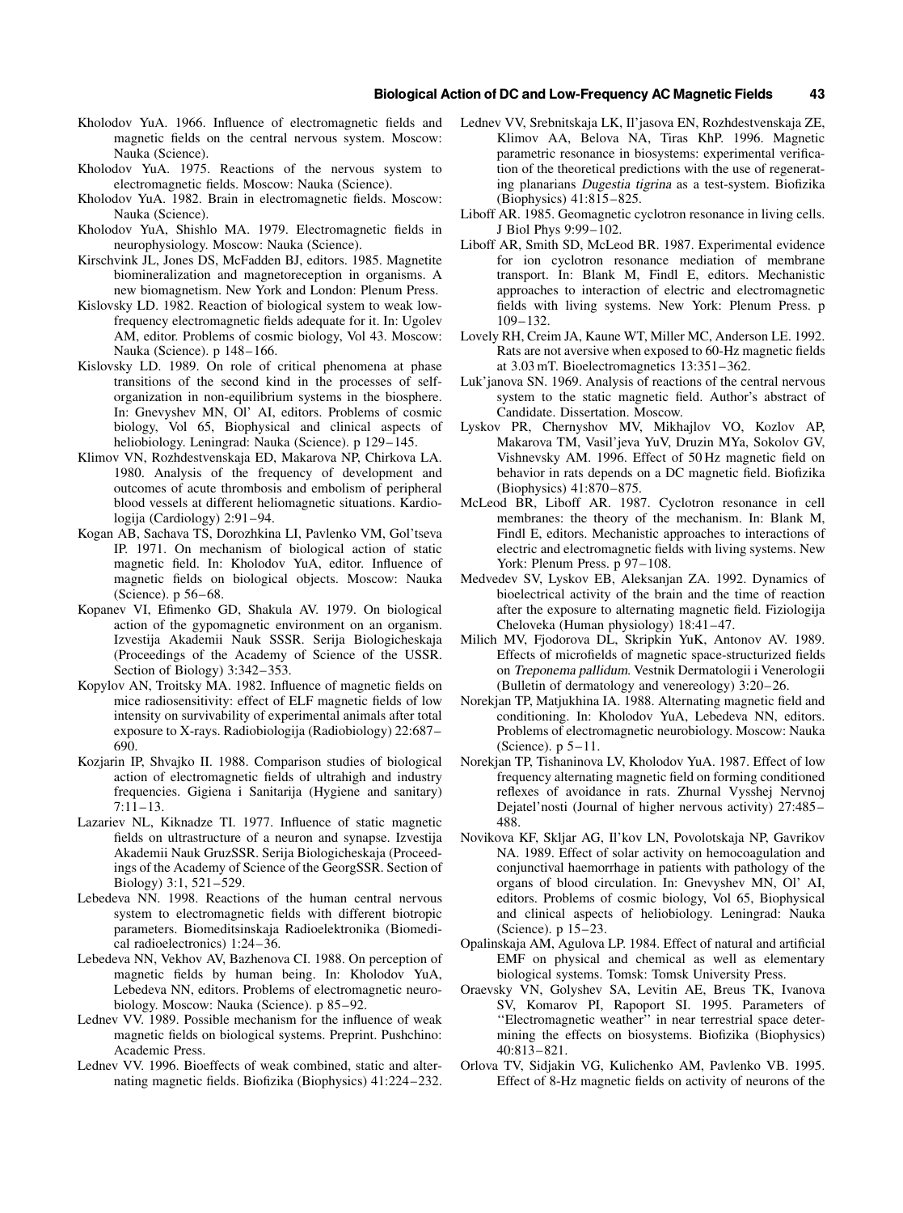Kholodov YuA. 1966. Influence of electromagnetic fields and magnetic fields on the central nervous system. Moscow: Nauka (Science).

Kholodov YuA. 1975. Reactions of the nervous system to electromagnetic fields. Moscow: Nauka (Science).

Kholodov YuA. 1982. Brain in electromagnetic fields. Moscow: Nauka (Science).

Kholodov YuA, Shishlo MA. 1979. Electromagnetic fields in neurophysiology. Moscow: Nauka (Science).

Kirschvink JL, Jones DS, McFadden BJ, editors. 1985. Magnetite biomineralization and magnetoreception in organisms. A new biomagnetism. New York and London: Plenum Press.

Kislovsky LD. 1982. Reaction of biological system to weak low-frequency electromagnetic fields adequate for it. In: Ugolev AM, editor. Problems of cosmic biology, Vol 43. Moscow: Nauka (Science). p 148–166.

Kislovsky LD. 1989. On role of critical phenomena at phase transitions of the second kind in the processes of self-organization in non-equilibrium systems in the biosphere. In: Gnevyshev MN, Ol' AI, editors. Problems of cosmic biology, Vol 65, Biophysical and clinical aspects of heliobiology. Leningrad: Nauka (Science). p 129–145.

Klimov VN, Rozhdestvenskaja ED, Makarova NP, Chirkova LA. 1980. Analysis of the frequency of development and outcomes of acute thrombosis and embolism of peripheral blood vessels at different heliomagnetic situations. Kardiologija (Cardiology) 2:91–94.

Kogan AB, Sachava TS, Dorozhkina LI, Pavlenko VM, Gol'tseva IP. 1971. On mechanism of biological action of static magnetic field. In: Kholodov YuA, editor. Influence of magnetic fields on biological objects. Moscow: Nauka (Science). p 56–68.

Kopanev VI, Efimenko GD, Shakula AV. 1979. On biological action of the gypomagnetic environment on an organism. Izvestija Akademii Nauk SSSR. Serija Biologicheskaja (Proceedings of the Academy of Science of the USSR. Section of Biology) 3:342–353.

Kopylov AN, Troitsky MA. 1982. Influence of magnetic fields on mice radiosensitivity: effect of ELF magnetic fields of low intensity on survivability of experimental animals after total exposure to X-rays. Radiobiologija (Radiobiology) 22:687–690.

Kozjarin IP, Shvajko II. 1988. Comparison studies of biological action of electromagnetic fields of ultrahigh and industry frequencies. Gigiena i Sanitarija (Hygiene and sanitary) 7:11–13.

Lazariev NL, Kiknadze TI. 1977. Influence of static magnetic fields on ultrastructure of a neuron and synapse. Izvestija Akademii Nauk GruzSSR. Serija Biologicheskaja (Proceedings of the Academy of Science of the GeorgSSR. Section of Biology) 3:1, 521–529.

Lebedeva NN. 1998. Reactions of the human central nervous system to electromagnetic fields with different biotropic parameters. Biomeditsinskaja Radioelektronika (Biomedical radioelectronics) 1:24–36.

Lebedeva NN, Vekhov AV, Bazhenova CI. 1988. On perception of magnetic fields by human being. In: Kholodov YuA, Lebedeva NN, editors. Problems of electromagnetic neurobiology. Moscow: Nauka (Science). p 85–92.

Lednev VV. 1989. Possible mechanism for the influence of weak magnetic fields on biological systems. Preprint. Pushchino: Academic Press.

Lednev VV. 1996. Bioeffects of weak combined, static and alternating magnetic fields. Biofizika (Biophysics) 41:224–232.

Lednev VV, Srebnitskaja LK, Il'jasova EN, Rozhdestvenskaja ZE, Klimov AA, Belova NA, Tiras KhP. 1996. Magnetic parametric resonance in biosystems: experimental verification of the theoretical predictions with the use of regenerating planarians *Dugestia tigrina* as a test-system. Biofizika (Biophysics) 41:815–825.

Liboff AR. 1985. Geomagnetic cyclotron resonance in living cells. J Biol Phys 9:99–102.

Liboff AR, Smith SD, McLeod BR. 1987. Experimental evidence for ion cyclotron resonance mediation of membrane transport. In: Blank M, Findl E, editors. Mechanistic approaches to interaction of electric and electromagnetic fields with living systems. New York: Plenum Press. p 109–132.

Lovely RH, Creim JA, Kaune WT, Miller MC, Anderson LE. 1992. Rats are not aversive when exposed to 60-Hz magnetic fields at 3.03 mT. Bioelectromagnetics 13:351–362.

Luk'janova SN. 1969. Analysis of reactions of the central nervous system to the static magnetic field. Author's abstract of Candidate. Dissertation. Moscow.

Lyskov PR, Chernyshov MV, Mikhajlov VO, Kozlov AP, Makarova TM, Vasil'jeva YuV, Druzin MYa, Sokolov GV, Vishnevsky AM. 1996. Effect of 50 Hz magnetic field on behavior in rats depends on a DC magnetic field. Biofizika (Biophysics) 41:870–875.

McLeod BR, Liboff AR. 1987. Cyclotron resonance in cell membranes: the theory of the mechanism. In: Blank M, Findl E, editors. Mechanistic approaches to interactions of electric and electromagnetic fields with living systems. New York: Plenum Press. p 97–108.

Medvedev SV, Lyskov EB, Aleksanjan ZA. 1992. Dynamics of bioelectrical activity of the brain and the time of reaction after the exposure to alternating magnetic field. Fiziologija Cheloveka (Human physiology) 18:41–47.

Milich MV, Fjodorova DL, Skripkin YuK, Antonov AV. 1989. Effects of microfields of magnetic space-structurized fields on *Treponema pallidum*. Vestnik Dermatologii i Venerologii (Bulletin of dermatology and venereology) 3:20–26.

Norekjan TP, Matjukhina IA. 1988. Alternating magnetic field and conditioning. In: Kholodov YuA, Lebedeva NN, editors. Problems of electromagnetic neurobiology. Moscow: Nauka (Science). p 5–11.

Norekjan TP, Tishaninova LV, Kholodov YuA. 1987. Effect of low frequency alternating magnetic field on forming conditioned reflexes of avoidance in rats. Zhurnal Vysshej Nervnoj Dejatel'nosti (Journal of higher nervous activity) 27:485–488.

Novikova KF, Skljar AG, Il'kov LN, Povolotskaja NP, Gavrikov NA. 1989. Effect of solar activity on hemocoagulation and conjunctival haemorrhage in patients with pathology of the organs of blood circulation. In: Gnevyshev MN, Ol' AI, editors. Problems of cosmic biology, Vol 65, Biophysical and clinical aspects of heliobiology. Leningrad: Nauka (Science). p 15–23.

Opalinskaja AM, Agulova LP. 1984. Effect of natural and artificial EMF on physical and chemical as well as elementary biological systems. Tomsk: Tomsk University Press.

Oraevsky VN, Golyshev SA, Levitin AE, Breus TK, Ivanova SV, Komarov PI, Rapoport SI. 1995. Parameters of "Electromagnetic weather" in near terrestrial space determining the effects on biosystems. Biofizika (Biophysics) 40:813–821.

Orlova TV, Sidjakin VG, Kulichenko AM, Pavlenko VB. 1995. Effect of 8-Hz magnetic fields on activity of neurons of the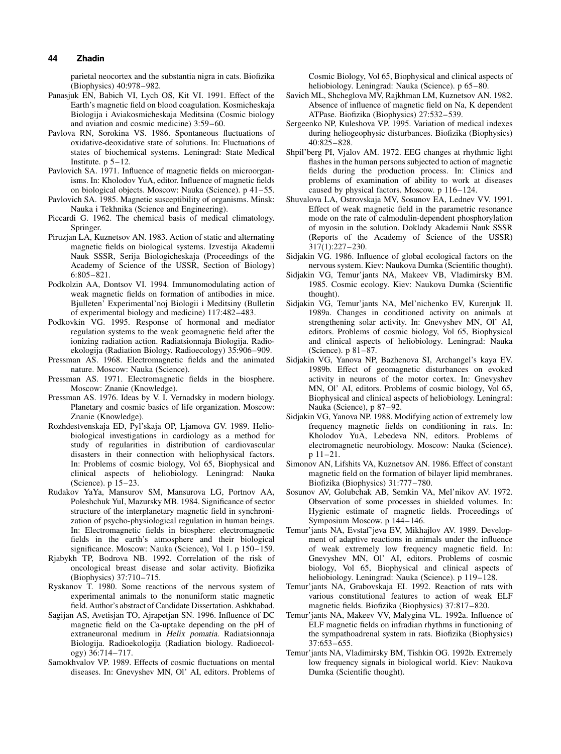parietal neocortex and the substantia nigra in cats. Biofizika (Biophysics) 40:978–982.

Panasjuk EN, Babich VI, Lych OS, Kit VI. 1991. Effect of the Earth's magnetic field on blood coagulation. Kosmicheskaja Biologija i Aviakosmicheskaja Meditsina (Cosmic biology and aviation and cosmic medicine) 3:59–60.

Pavlova RN, Sorokina VS. 1986. Spontaneous fluctuations of oxidative-deoxidative state of solutions. In: Fluctuations of states of biochemical systems. Leningrad: State Medical Institute. p 5–12.

Pavlovich SA. 1971. Influence of magnetic fields on microorganisms. In: Kholodov YuA, editor. Influence of magnetic fields on biological objects. Moscow: Nauka (Science). p 41–55.

Pavlovich SA. 1985. Magnetic susceptibility of organisms. Minsk: Nauka i Tekhnika (Science and Engineering).

Piccardi G. 1962. The chemical basis of medical climatology. Springer.

Piruzjan LA, Kuznetsov AN. 1983. Action of static and alternating magnetic fields on biological systems. Izvestija Akademii Nauk SSSR, Serija Biologicheskaja (Proceedings of the Academy of Science of the USSR, Section of Biology) 6:805–821.

Podkolzin AA, Dontsov VI. 1994. Immunomodulating action of weak magnetic fields on formation of antibodies in mice. Bjulleten' Experimental'noj Biologii i Meditsiny (Bulletin of experimental biology and medicine) 117:482–483.

Podkovkin VG. 1995. Response of hormonal and mediator regulation systems to the weak geomagnetic field after the ionizing radiation action. Radiatsionnaja Biologija. Radioekologija (Radiation Biology. Radioecology) 35:906–909.

Pressman AS. 1968. Electromagnetic fields and the animated nature. Moscow: Nauka (Science).

Pressman AS. 1971. Electromagnetic fields in the biosphere. Moscow: Znanie (Knowledge).

Pressman AS. 1976. Ideas by V. I. Vernadsky in modern biology. Planetary and cosmic basics of life organization. Moscow: Znanie (Knowledge).

Rozhdestvenskaja ED, Pyl'skaja OP, Ljamova GV. 1989. Heliobiological investigations in cardiology as a method for study of regularities in distribution of cardiovascular disasters in their connection with heliophysical factors. In: Problems of cosmic biology, Vol 65, Biophysical and clinical aspects of heliobiology. Leningrad: Nauka (Science). p 15–23.

Rudakov YaYa, Mansurov SM, Mansurova LG, Portnov AA, Poleshchuk YuI, Mazursky MB. 1984. Significance of sector structure of the interplanetary magnetic field in synchronization of psycho-physiological regulation in human beings. In: Electromagnetic fields in biosphere: electromagnetic fields in the earth's atmosphere and their biological significance. Moscow: Nauka (Science), Vol 1. p 150–159.

Rjabykh TP, Bodrova NB. 1992. Correlation of the risk of oncological breast disease and solar activity. Biofizika (Biophysics) 37:710–715.

Ryskanov T. 1980. Some reactions of the nervous system of experimental animals to the nonuniform static magnetic field. Author's abstract of Candidate Dissertation. Ashkhabad.

Sagijan AS, Avetisjan TO, Ajrapetjan SN. 1996. Influence of DC magnetic field on the Ca-uptake depending on the pH of extraneuronal medium in *Helix pomatia*. Radiatsionnaja Biologija. Radioekologija (Radiation biology. Radioecology) 36:714–717.

Samokhvalov VP. 1989. Effects of cosmic fluctuations on mental diseases. In: Gnevyshev MN, Ol' AI, editors. Problems of Cosmic Biology, Vol 65, Biophysical and clinical aspects of heliobiology. Leningrad: Nauka (Science). p 65–80.

Savich ML, Shcheglova MV, Rajkhman LM, Kuznetsov AN. 1982. Absence of influence of magnetic field on Na, K dependent ATPase. Biofizika (Biophysics) 27:532–539.

Sergeenko NP, Kuleshova VP. 1995. Variation of medical indexes during heliogeophysic disturbances. Biofizika (Biophysics) 40:825–828.

Shpil'berg PI, Vjalov AM. 1972. EEG changes at rhythmic light flashes in the human persons subjected to action of magnetic fields during the production process. In: Clinics and problems of examination of ability to work at diseases caused by physical factors. Moscow. p 116–124.

Shuvalova LA, Ostrovskaja MV, Sosunov EA, Lednev VV. 1991. Effect of weak magnetic field in the parametric resonance mode on the rate of calmodulin-dependent phosphorylation of myosin in the solution. Doklady Akademii Nauk SSSR (Reports of the Academy of Science of the USSR) 317(1):227–230.

Sidjakin VG. 1986. Influence of global ecological factors on the nervous system. Kiev: Naukova Dumka (Scientific thought).

Sidjakin VG, Temur'jants NA, Makeev VB, Vladimirsky BM. 1985. Cosmic ecology. Kiev: Naukova Dumka (Scientific thought).

Sidjakin VG, Temur'jants NA, Mel'nichenko EV, Kurenjuk II. 1989a. Changes in conditioned activity on animals at strengthening solar activity. In: Gnevyshev MN, Ol' AI, editors. Problems of cosmic biology, Vol 65, Biophysical and clinical aspects of heliobiology. Leningrad: Nauka (Science). p 81–87.

Sidjakin VG, Yanova NP, Bazhenova SI, Archangel's kaya EV. 1989b. Effect of geomagnetic disturbances on evoked activity in neurons of the motor cortex. In: Gnevyshev MN, Ol' AI, editors. Problems of cosmic biology, Vol 65, Biophysical and clinical aspects of heliobiology. Leningral: Nauka (Science), p 87–92.

Sidjakin VG, Yanova NP. 1988. Modifying action of extremely low frequency magnetic fields on conditioning in rats. In: Kholodov YuA, Lebedeva NN, editors. Problems of electromagnetic neurobiology. Moscow: Nauka (Science). p 11–21.

Simonov AN, Lifshits VA, Kuznetsov AN. 1986. Effect of constant magnetic field on the formation of bilayer lipid membranes. Biofizika (Biophysics) 31:777–780.

Sosunov AV, Golubchak AB, Semkin VA, Mel'nikov AV. 1972. Observation of some processes in shielded volumes. In: Hygienic estimate of magnetic fields. Proceedings of Symposium Moscow. p 144–146.

Temur'jants NA, Evstaf'jeva EV, Mikhajlov AV. 1989. Development of adaptive reactions in animals under the influence of weak extremely low frequency magnetic field. In: Gnevyshev MN, Ol' AI, editors. Problems of cosmic biology, Vol 65, Biophysical and clinical aspects of heliobiology. Leningrad: Nauka (Science). p 119–128.

Temur'jants NA, Grabovskaja EI. 1992. Reaction of rats with various constitutional features to action of weak ELF magnetic fields. Biofizika (Biophysics) 37:817–820.

Temur'jants NA, Makeev VV, Malygina VL. 1992a. Influence of ELF magnetic fields on infradian rhythms in functioning of the sympathoadrenal system in rats. Biofizika (Biophysics) 37:653–655.

Temur'jants NA, Vladimirsky BM, Tishkin OG. 1992b. Extremely low frequency signals in biological world. Kiev: Naukova Dumka (Scientific thought).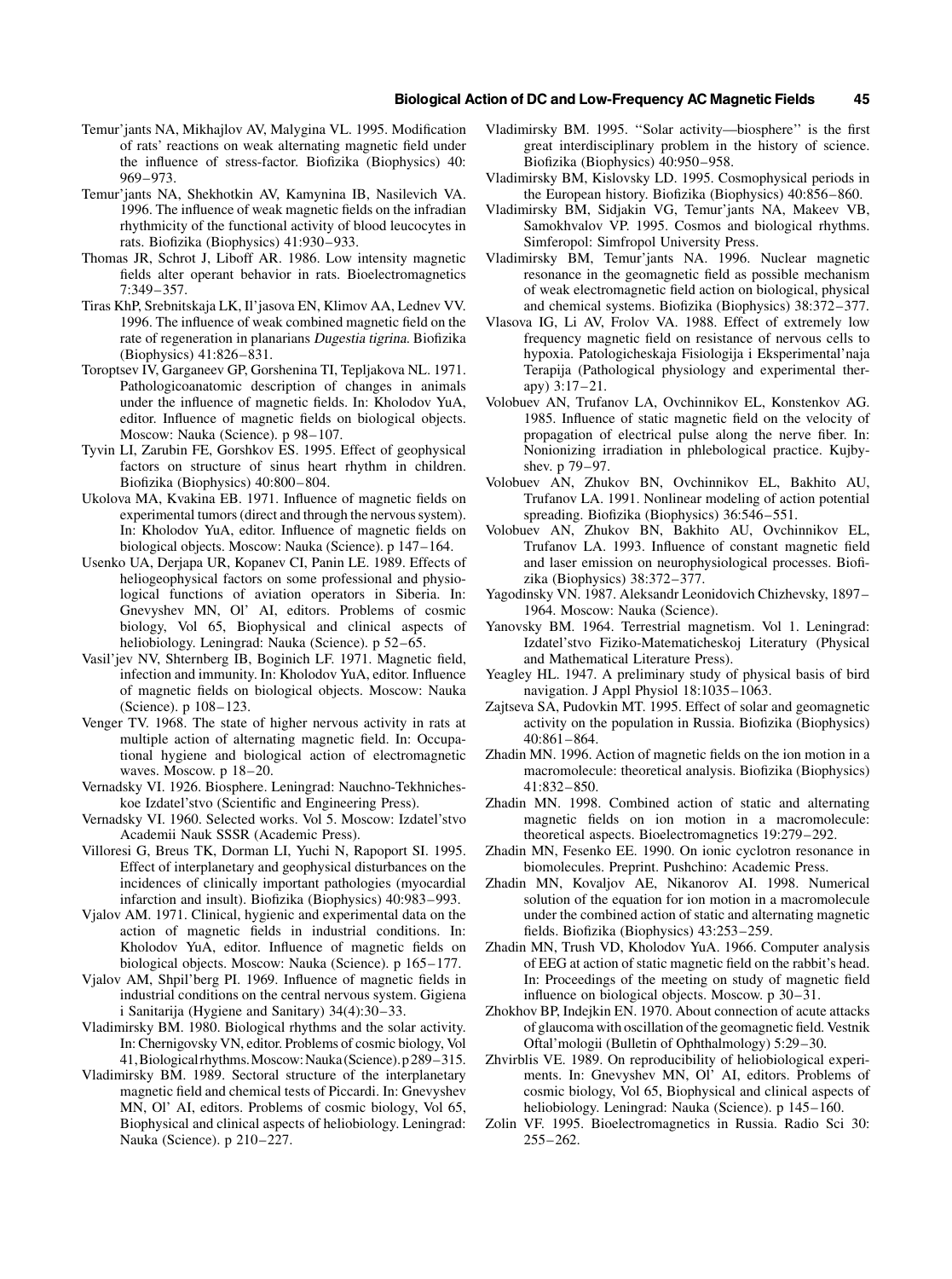Temur'jants NA, Mikhajlov AV, Malygina VL. 1995. Modification of rats' reactions on weak alternating magnetic field under the influence of stress-factor. Biofizika (Biophysics) 40: 969–973.

Temur'jants NA, Shekhotkin AV, Kamynina IB, Nasilevich VA. 1996. The influence of weak magnetic fields on the infradian rhythmicity of the functional activity of blood leucocytes in rats. Biofizika (Biophysics) 41:930–933.

Thomas JR, Schrot J, Liboff AR. 1986. Low intensity magnetic fields alter operant behavior in rats. Bioelectromagnetics 7:349–357.

Tiras KhP, Srebnitskaja LK, Il'jasova EN, Klimov AA, Lednev VV. 1996. The influence of weak combined magnetic field on the rate of regeneration in planarians *Dugestia tigrina*. Biofizika (Biophysics) 41:826–831.

Toroptsev IV, Garganeev GP, Gorshenina TI, Tepljakova NL. 1971. Pathologicoanatomic description of changes in animals under the influence of magnetic fields. In: Kholodov YuA, editor. Influence of magnetic fields on biological objects. Moscow: Nauka (Science). p 98–107.

Tyvin LI, Zarubin FE, Gorshkov ES. 1995. Effect of geophysical factors on structure of sinus heart rhythm in children. Biofizika (Biophysics) 40:800–804.

Ukolova MA, Kvakina EB. 1971. Influence of magnetic fields on experimental tumors (direct and through the nervous system). In: Kholodov YuA, editor. Influence of magnetic fields on biological objects. Moscow: Nauka (Science). p 147–164.

Usenko UA, Derjapa UR, Kopanev CI, Panin LE. 1989. Effects of heliogeophysical factors on some professional and physiological functions of aviation operators in Siberia. In: Gnevyshev MN, Ol' AI, editors. Problems of cosmic biology, Vol 65, Biophysical and clinical aspects of heliobiology. Leningrad: Nauka (Science). p 52–65.

Vasil'jev NV, Shternberg IB, Boginich LF. 1971. Magnetic field, infection and immunity. In: Kholodov YuA, editor. Influence of magnetic fields on biological objects. Moscow: Nauka (Science). p 108–123.

Venger TV. 1968. The state of higher nervous activity in rats at multiple action of alternating magnetic field. In: Occupational hygiene and biological action of electromagnetic waves. Moscow. p 18–20.

Vernadsky VI. 1926. Biosphere. Leningrad: Nauchno-Tekhnicheskoe Izdatel'stvo (Scientific and Engineering Press).

Vernadsky VI. 1960. Selected works. Vol 5. Moscow: Izdatel'stvo Academii Nauk SSSR (Academic Press).

Villoresi G, Breus TK, Dorman LI, Yuchi N, Rapoport SI. 1995. Effect of interplanetary and geophysical disturbances on the incidences of clinically important pathologies (myocardial infarction and insult). Biofizika (Biophysics) 40:983–993.

Vjalov AM. 1971. Clinical, hygienic and experimental data on the action of magnetic fields in industrial conditions. In: Kholodov YuA, editor. Influence of magnetic fields on biological objects. Moscow: Nauka (Science). p 165–177.

Vjalov AM, Shpil'berg PI. 1969. Influence of magnetic fields in industrial conditions on the central nervous system. Gigiena i Sanitarija (Hygiene and Sanitary) 34(4):30–33.

Vladimirsky BM. 1980. Biological rhythms and the solar activity. In: Chernigovsky VN, editor. Problems of cosmic biology, Vol 41, Biological rhythms. Moscow: Nauka (Science). p 289–315.

Vladimirsky BM. 1989. Sectoral structure of the interplanetary magnetic field and chemical tests of Piccardi. In: Gnevyshev MN, Ol' AI, editors. Problems of cosmic biology, Vol 65, Biophysical and clinical aspects of heliobiology. Leningrad: Nauka (Science). p 210–227.

Vladimirsky BM. 1995. "Solar activity—biosphere" is the first great interdisciplinary problem in the history of science. Biofizika (Biophysics) 40:950–958.

Vladimirsky BM, Kislovsky LD. 1995. Cosmophysical periods in the European history. Biofizika (Biophysics) 40:856–860.

Vladimirsky BM, Sidjakin VG, Temur'jants NA, Makeev VB, Samokhvalov VP. 1995. Cosmos and biological rhythms. Simferopol: Simfropol University Press.

Vladimirsky BM, Temur'jants NA. 1996. Nuclear magnetic resonance in the geomagnetic field as possible mechanism of weak electromagnetic field action on biological, physical and chemical systems. Biofizika (Biophysics) 38:372–377.

Vlasova IG, Li AV, Frolov VA. 1988. Effect of extremely low frequency magnetic field on resistance of nervous cells to hypoxia. Patologicheskaja Fisiologija i Eksperimental'naja Terapija (Pathological physiology and experimental therapy) 3:17–21.

Volobuev AN, Trufanov LA, Ovchinnikov EL, Konstenkov AG. 1985. Influence of static magnetic field on the velocity of propagation of electrical pulse along the nerve fiber. In: Nonionizing irradiation in phlebological practice. Kujbyshev. p 79–97.

Volobuev AN, Zhukov BN, Ovchinnikov EL, Bakhito AU, Trufanov LA. 1991. Nonlinear modeling of action potential spreading. Biofizika (Biophysics) 36:546–551.

Volobuev AN, Zhukov BN, Bakhito AU, Ovchinnikov EL, Trufanov LA. 1993. Influence of constant magnetic field and laser emission on neurophysiological processes. Biofizika (Biophysics) 38:372–377.

Yagodinsky VN. 1987. Aleksandr Leonidovich Chizhevsky, 1897–1964. Moscow: Nauka (Science).

Yanovsky BM. 1964. Terrestrial magnetism. Vol 1. Leningrad: Izdatel'stvo Fiziko-Matematicheskoj Literatury (Physical and Mathematical Literature Press).

Yeagley HL. 1947. A preliminary study of physical basis of bird navigation. J Appl Physiol 18:1035–1063.

Zajtseva SA, Pudovkin MT. 1995. Effect of solar and geomagnetic activity on the population in Russia. Biofizika (Biophysics) 40:861–864.

Zhadin MN. 1996. Action of magnetic fields on the ion motion in a macromolecule: theoretical analysis. Biofizika (Biophysics) 41:832–850.

Zhadin MN. 1998. Combined action of static and alternating magnetic fields on ion motion in a macromolecule: theoretical aspects. Bioelectromagnetics 19:279–292.

Zhadin MN, Fesenko EE. 1990. On ionic cyclotron resonance in biomolecules. Preprint. Pushchino: Academic Press.

Zhadin MN, Kovaljov AE, Nikanorov AI. 1998. Numerical solution of the equation for ion motion in a macromolecule under the combined action of static and alternating magnetic fields. Biofizika (Biophysics) 43:253–259.

Zhadin MN, Trush VD, Kholodov YuA. 1966. Computer analysis of EEG at action of static magnetic field on the rabbit's head. In: Proceedings of the meeting on study of magnetic field influence on biological objects. Moscow. p 30–31.

Zhokhov BP, Indejkin EN. 1970. About connection of acute attacks of glaucoma with oscillation of the geomagnetic field. Vestnik Oftal'mologii (Bulletin of Ophthalmology) 5:29–30.

Zhvirblis VE. 1989. On reproducibility of heliobiological experiments. In: Gnevyshev MN, Ol' AI, editors. Problems of cosmic biology, Vol 65, Biophysical and clinical aspects of heliobiology. Leningrad: Nauka (Science). p 145–160.

Zolin VF. 1995. Bioelectromagnetics in Russia. Radio Sci 30: 255–262.